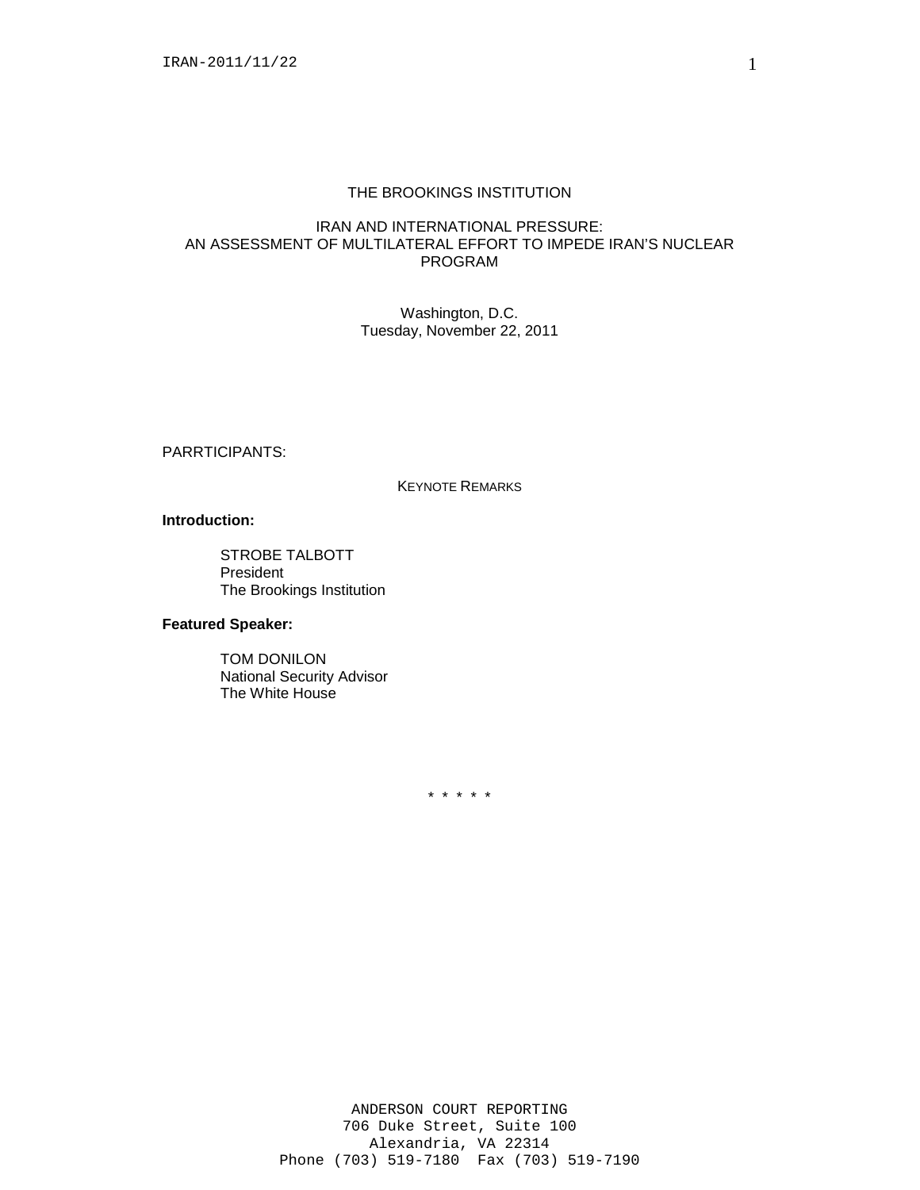# THE BROOKINGS INSTITUTION

## IRAN AND INTERNATIONAL PRESSURE: AN ASSESSMENT OF MULTILATERAL EFFORT TO IMPEDE IRAN'S NUCLEAR PROGRAM

Washington, D.C.
Tuesday, November 22, 2011

PARRTICIPANTS:

KEYNOTE REMARKS

**Introduction:**

STROBE TALBOTT
President
The Brookings Institution

**Featured Speaker:**

TOM DONILON
National Security Advisor
The White House

* * * * *

ANDERSON COURT REPORTING
706 Duke Street, Suite 100
Alexandria, VA 22314
Phone (703) 519-7180 Fax (703) 519-7190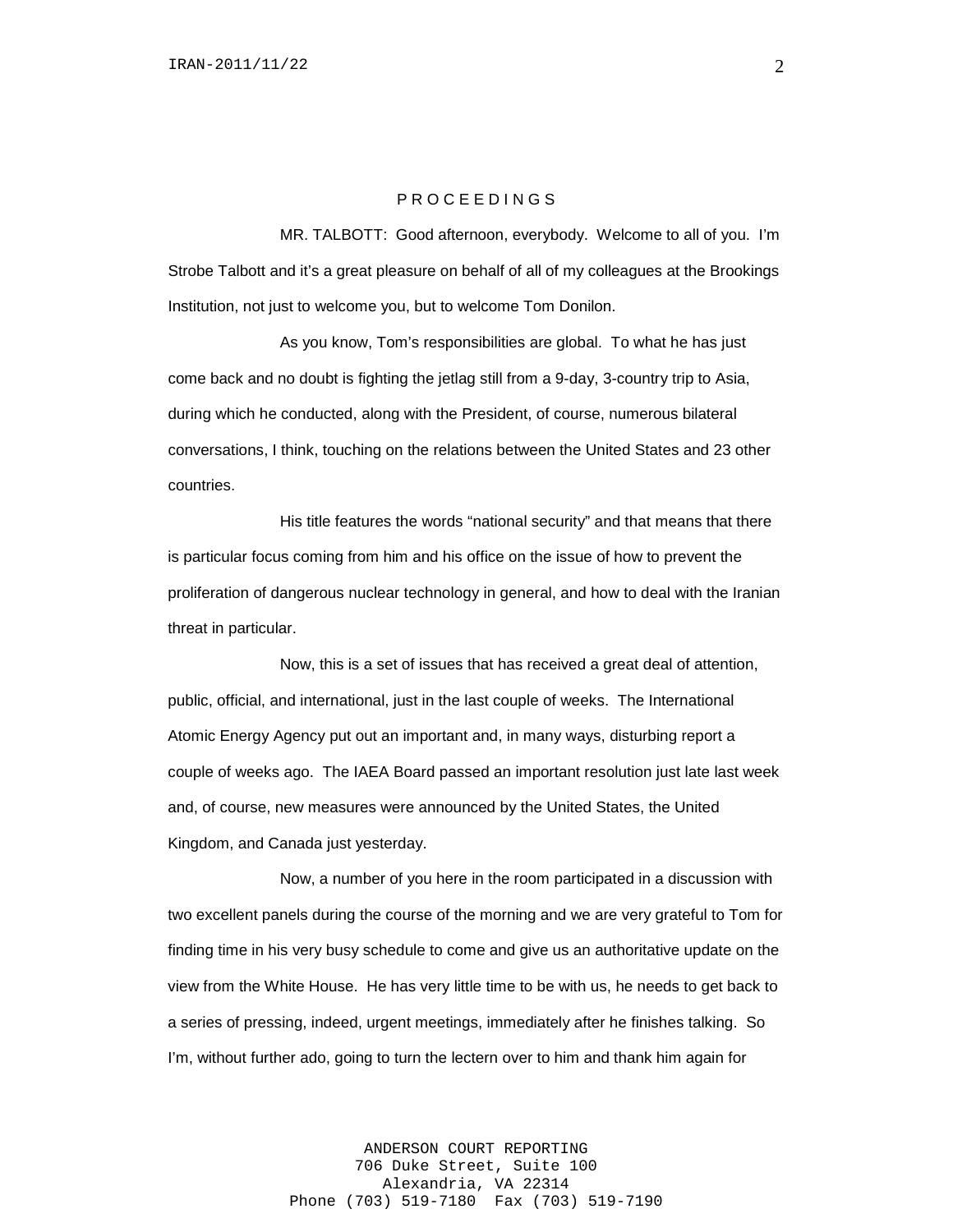P R O C E E D I N G S

MR. TALBOTT: Good afternoon, everybody. Welcome to all of you. I'm Strobe Talbott and it's a great pleasure on behalf of all of my colleagues at the Brookings Institution, not just to welcome you, but to welcome Tom Donilon.

As you know, Tom's responsibilities are global. To what he has just come back and no doubt is fighting the jetlag still from a 9-day, 3-country trip to Asia, during which he conducted, along with the President, of course, numerous bilateral conversations, I think, touching on the relations between the United States and 23 other countries.

His title features the words "national security" and that means that there is particular focus coming from him and his office on the issue of how to prevent the proliferation of dangerous nuclear technology in general, and how to deal with the Iranian threat in particular.

Now, this is a set of issues that has received a great deal of attention, public, official, and international, just in the last couple of weeks. The International Atomic Energy Agency put out an important and, in many ways, disturbing report a couple of weeks ago. The IAEA Board passed an important resolution just late last week and, of course, new measures were announced by the United States, the United Kingdom, and Canada just yesterday.

Now, a number of you here in the room participated in a discussion with two excellent panels during the course of the morning and we are very grateful to Tom for finding time in his very busy schedule to come and give us an authoritative update on the view from the White House. He has very little time to be with us, he needs to get back to a series of pressing, indeed, urgent meetings, immediately after he finishes talking. So I'm, without further ado, going to turn the lectern over to him and thank him again for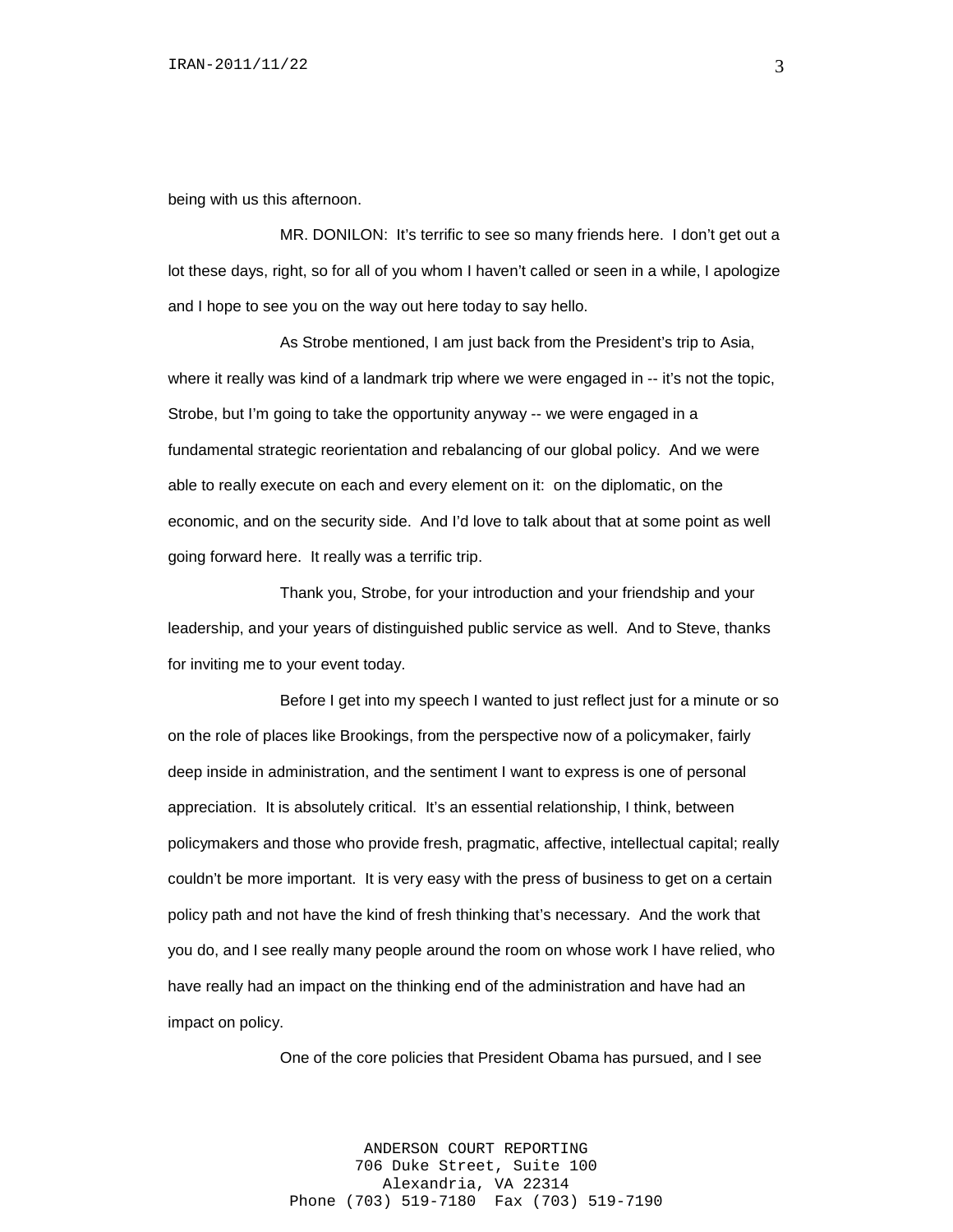being with us this afternoon.

MR. DONILON: It's terrific to see so many friends here. I don't get out a lot these days, right, so for all of you whom I haven't called or seen in a while, I apologize and I hope to see you on the way out here today to say hello.

As Strobe mentioned, I am just back from the President's trip to Asia, where it really was kind of a landmark trip where we were engaged in -- it's not the topic, Strobe, but I'm going to take the opportunity anyway -- we were engaged in a fundamental strategic reorientation and rebalancing of our global policy. And we were able to really execute on each and every element on it: on the diplomatic, on the economic, and on the security side. And I'd love to talk about that at some point as well going forward here. It really was a terrific trip.

Thank you, Strobe, for your introduction and your friendship and your leadership, and your years of distinguished public service as well. And to Steve, thanks for inviting me to your event today.

Before I get into my speech I wanted to just reflect just for a minute or so on the role of places like Brookings, from the perspective now of a policymaker, fairly deep inside in administration, and the sentiment I want to express is one of personal appreciation. It is absolutely critical. It's an essential relationship, I think, between policymakers and those who provide fresh, pragmatic, affective, intellectual capital; really couldn't be more important. It is very easy with the press of business to get on a certain policy path and not have the kind of fresh thinking that's necessary. And the work that you do, and I see really many people around the room on whose work I have relied, who have really had an impact on the thinking end of the administration and have had an impact on policy.

One of the core policies that President Obama has pursued, and I see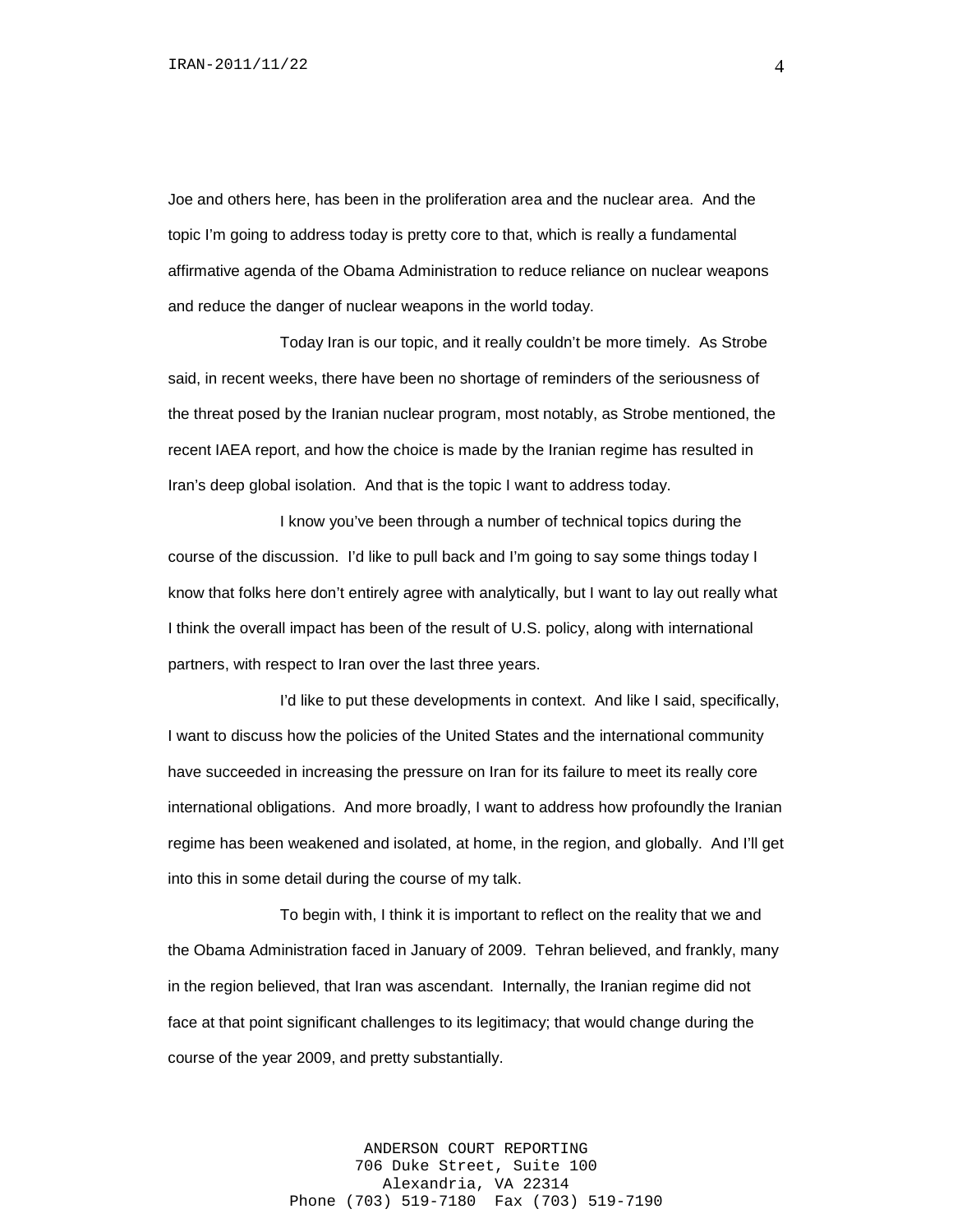Joe and others here, has been in the proliferation area and the nuclear area. And the topic I'm going to address today is pretty core to that, which is really a fundamental affirmative agenda of the Obama Administration to reduce reliance on nuclear weapons and reduce the danger of nuclear weapons in the world today.

Today Iran is our topic, and it really couldn't be more timely. As Strobe said, in recent weeks, there have been no shortage of reminders of the seriousness of the threat posed by the Iranian nuclear program, most notably, as Strobe mentioned, the recent IAEA report, and how the choice is made by the Iranian regime has resulted in Iran's deep global isolation. And that is the topic I want to address today.

I know you've been through a number of technical topics during the course of the discussion. I'd like to pull back and I'm going to say some things today I know that folks here don't entirely agree with analytically, but I want to lay out really what I think the overall impact has been of the result of U.S. policy, along with international partners, with respect to Iran over the last three years.

I'd like to put these developments in context. And like I said, specifically, I want to discuss how the policies of the United States and the international community have succeeded in increasing the pressure on Iran for its failure to meet its really core international obligations. And more broadly, I want to address how profoundly the Iranian regime has been weakened and isolated, at home, in the region, and globally. And I'll get into this in some detail during the course of my talk.

To begin with, I think it is important to reflect on the reality that we and the Obama Administration faced in January of 2009. Tehran believed, and frankly, many in the region believed, that Iran was ascendant. Internally, the Iranian regime did not face at that point significant challenges to its legitimacy; that would change during the course of the year 2009, and pretty substantially.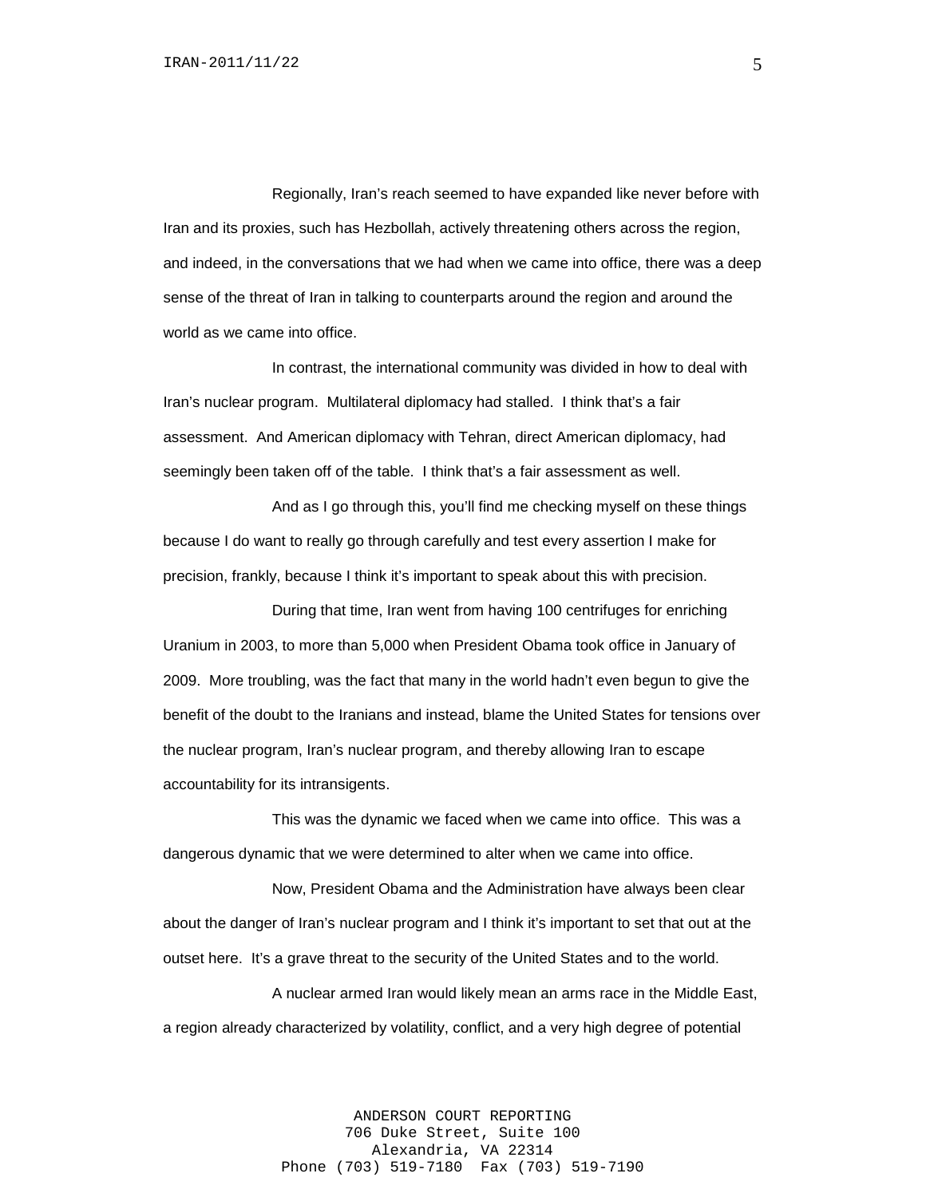Regionally, Iran's reach seemed to have expanded like never before with Iran and its proxies, such has Hezbollah, actively threatening others across the region, and indeed, in the conversations that we had when we came into office, there was a deep sense of the threat of Iran in talking to counterparts around the region and around the world as we came into office.

In contrast, the international community was divided in how to deal with Iran's nuclear program. Multilateral diplomacy had stalled. I think that's a fair assessment. And American diplomacy with Tehran, direct American diplomacy, had seemingly been taken off of the table. I think that's a fair assessment as well.

And as I go through this, you'll find me checking myself on these things because I do want to really go through carefully and test every assertion I make for precision, frankly, because I think it's important to speak about this with precision.

During that time, Iran went from having 100 centrifuges for enriching Uranium in 2003, to more than 5,000 when President Obama took office in January of 2009. More troubling, was the fact that many in the world hadn't even begun to give the benefit of the doubt to the Iranians and instead, blame the United States for tensions over the nuclear program, Iran's nuclear program, and thereby allowing Iran to escape accountability for its intransigents.

This was the dynamic we faced when we came into office. This was a dangerous dynamic that we were determined to alter when we came into office.

Now, President Obama and the Administration have always been clear about the danger of Iran's nuclear program and I think it's important to set that out at the outset here. It's a grave threat to the security of the United States and to the world.

A nuclear armed Iran would likely mean an arms race in the Middle East, a region already characterized by volatility, conflict, and a very high degree of potential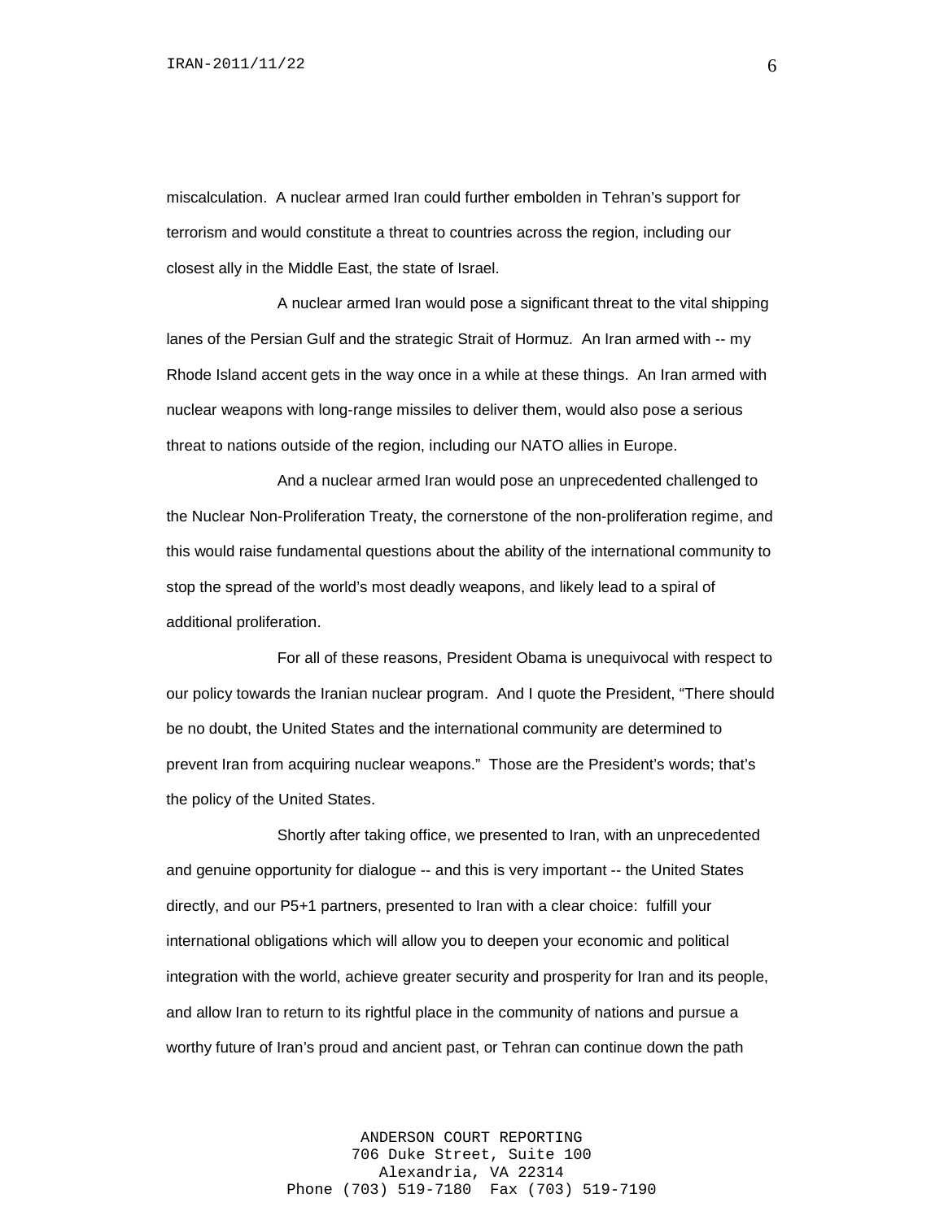miscalculation. A nuclear armed Iran could further embolden in Tehran's support for terrorism and would constitute a threat to countries across the region, including our closest ally in the Middle East, the state of Israel.

A nuclear armed Iran would pose a significant threat to the vital shipping lanes of the Persian Gulf and the strategic Strait of Hormuz. An Iran armed with -- my Rhode Island accent gets in the way once in a while at these things. An Iran armed with nuclear weapons with long-range missiles to deliver them, would also pose a serious threat to nations outside of the region, including our NATO allies in Europe.

And a nuclear armed Iran would pose an unprecedented challenged to the Nuclear Non-Proliferation Treaty, the cornerstone of the non-proliferation regime, and this would raise fundamental questions about the ability of the international community to stop the spread of the world's most deadly weapons, and likely lead to a spiral of additional proliferation.

For all of these reasons, President Obama is unequivocal with respect to our policy towards the Iranian nuclear program. And I quote the President, "There should be no doubt, the United States and the international community are determined to prevent Iran from acquiring nuclear weapons." Those are the President's words; that's the policy of the United States.

Shortly after taking office, we presented to Iran, with an unprecedented and genuine opportunity for dialogue -- and this is very important -- the United States directly, and our P5+1 partners, presented to Iran with a clear choice: fulfill your international obligations which will allow you to deepen your economic and political integration with the world, achieve greater security and prosperity for Iran and its people, and allow Iran to return to its rightful place in the community of nations and pursue a worthy future of Iran's proud and ancient past, or Tehran can continue down the path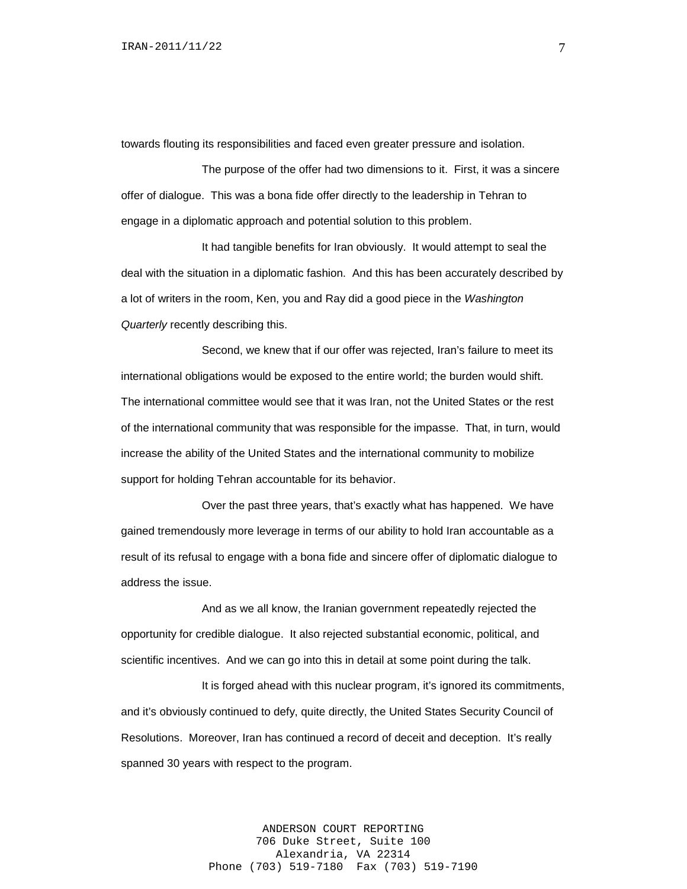towards flouting its responsibilities and faced even greater pressure and isolation.

The purpose of the offer had two dimensions to it. First, it was a sincere offer of dialogue. This was a bona fide offer directly to the leadership in Tehran to engage in a diplomatic approach and potential solution to this problem.

It had tangible benefits for Iran obviously. It would attempt to seal the deal with the situation in a diplomatic fashion. And this has been accurately described by a lot of writers in the room, Ken, you and Ray did a good piece in the *Washington Quarterly* recently describing this.

Second, we knew that if our offer was rejected, Iran's failure to meet its international obligations would be exposed to the entire world; the burden would shift. The international committee would see that it was Iran, not the United States or the rest of the international community that was responsible for the impasse. That, in turn, would increase the ability of the United States and the international community to mobilize support for holding Tehran accountable for its behavior.

Over the past three years, that's exactly what has happened. We have gained tremendously more leverage in terms of our ability to hold Iran accountable as a result of its refusal to engage with a bona fide and sincere offer of diplomatic dialogue to address the issue.

And as we all know, the Iranian government repeatedly rejected the opportunity for credible dialogue. It also rejected substantial economic, political, and scientific incentives. And we can go into this in detail at some point during the talk.

It is forged ahead with this nuclear program, it's ignored its commitments, and it's obviously continued to defy, quite directly, the United States Security Council of Resolutions. Moreover, Iran has continued a record of deceit and deception. It's really spanned 30 years with respect to the program.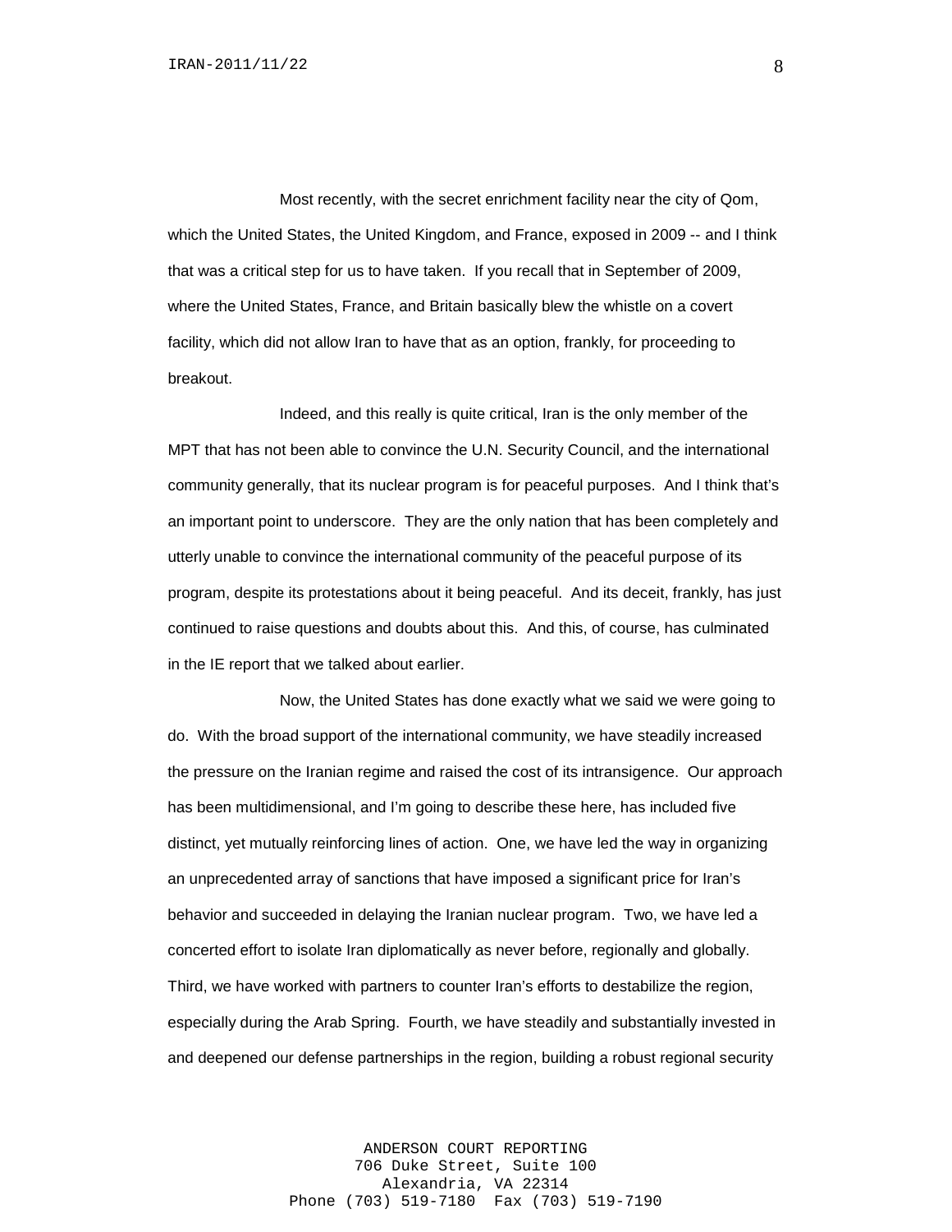Most recently, with the secret enrichment facility near the city of Qom, which the United States, the United Kingdom, and France, exposed in 2009 -- and I think that was a critical step for us to have taken. If you recall that in September of 2009, where the United States, France, and Britain basically blew the whistle on a covert facility, which did not allow Iran to have that as an option, frankly, for proceeding to breakout.

Indeed, and this really is quite critical, Iran is the only member of the MPT that has not been able to convince the U.N. Security Council, and the international community generally, that its nuclear program is for peaceful purposes. And I think that's an important point to underscore. They are the only nation that has been completely and utterly unable to convince the international community of the peaceful purpose of its program, despite its protestations about it being peaceful. And its deceit, frankly, has just continued to raise questions and doubts about this. And this, of course, has culminated in the IE report that we talked about earlier.

Now, the United States has done exactly what we said we were going to do. With the broad support of the international community, we have steadily increased the pressure on the Iranian regime and raised the cost of its intransigence. Our approach has been multidimensional, and I'm going to describe these here, has included five distinct, yet mutually reinforcing lines of action. One, we have led the way in organizing an unprecedented array of sanctions that have imposed a significant price for Iran's behavior and succeeded in delaying the Iranian nuclear program. Two, we have led a concerted effort to isolate Iran diplomatically as never before, regionally and globally. Third, we have worked with partners to counter Iran's efforts to destabilize the region, especially during the Arab Spring. Fourth, we have steadily and substantially invested in and deepened our defense partnerships in the region, building a robust regional security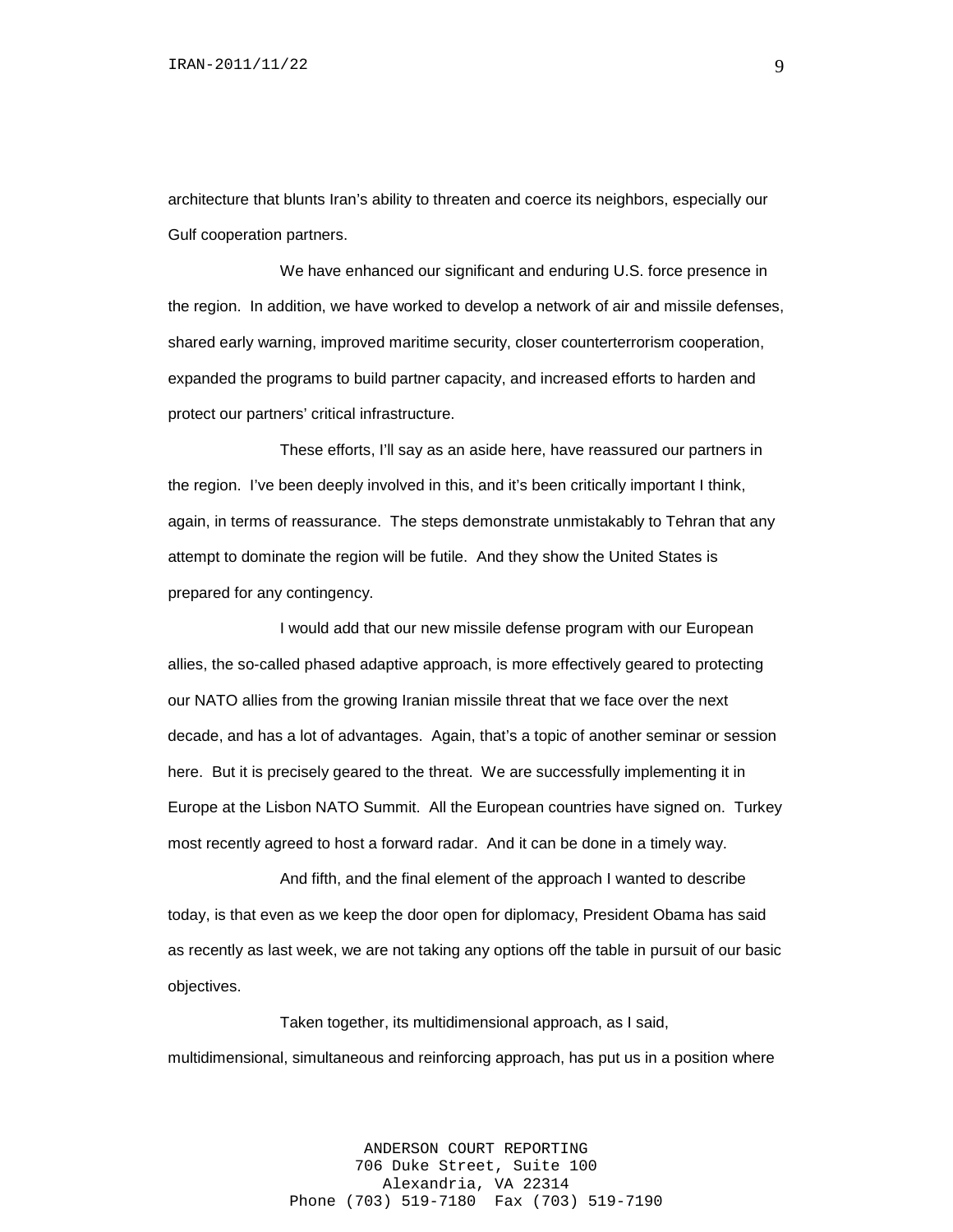architecture that blunts Iran's ability to threaten and coerce its neighbors, especially our Gulf cooperation partners.

We have enhanced our significant and enduring U.S. force presence in the region. In addition, we have worked to develop a network of air and missile defenses, shared early warning, improved maritime security, closer counterterrorism cooperation, expanded the programs to build partner capacity, and increased efforts to harden and protect our partners' critical infrastructure.

These efforts, I'll say as an aside here, have reassured our partners in the region. I've been deeply involved in this, and it's been critically important I think, again, in terms of reassurance. The steps demonstrate unmistakably to Tehran that any attempt to dominate the region will be futile. And they show the United States is prepared for any contingency.

I would add that our new missile defense program with our European allies, the so-called phased adaptive approach, is more effectively geared to protecting our NATO allies from the growing Iranian missile threat that we face over the next decade, and has a lot of advantages. Again, that's a topic of another seminar or session here. But it is precisely geared to the threat. We are successfully implementing it in Europe at the Lisbon NATO Summit. All the European countries have signed on. Turkey most recently agreed to host a forward radar. And it can be done in a timely way.

And fifth, and the final element of the approach I wanted to describe today, is that even as we keep the door open for diplomacy, President Obama has said as recently as last week, we are not taking any options off the table in pursuit of our basic objectives.

Taken together, its multidimensional approach, as I said, multidimensional, simultaneous and reinforcing approach, has put us in a position where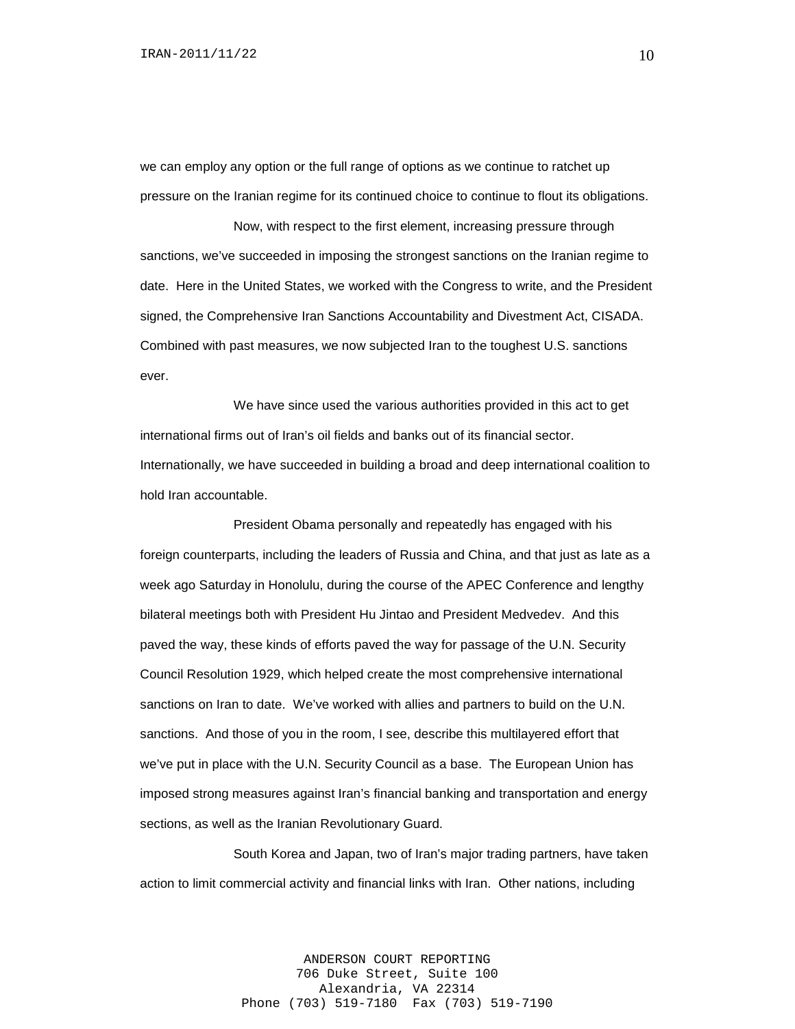we can employ any option or the full range of options as we continue to ratchet up pressure on the Iranian regime for its continued choice to continue to flout its obligations.

Now, with respect to the first element, increasing pressure through sanctions, we've succeeded in imposing the strongest sanctions on the Iranian regime to date. Here in the United States, we worked with the Congress to write, and the President signed, the Comprehensive Iran Sanctions Accountability and Divestment Act, CISADA. Combined with past measures, we now subjected Iran to the toughest U.S. sanctions ever.

We have since used the various authorities provided in this act to get international firms out of Iran's oil fields and banks out of its financial sector. Internationally, we have succeeded in building a broad and deep international coalition to hold Iran accountable.

President Obama personally and repeatedly has engaged with his foreign counterparts, including the leaders of Russia and China, and that just as late as a week ago Saturday in Honolulu, during the course of the APEC Conference and lengthy bilateral meetings both with President Hu Jintao and President Medvedev. And this paved the way, these kinds of efforts paved the way for passage of the U.N. Security Council Resolution 1929, which helped create the most comprehensive international sanctions on Iran to date. We've worked with allies and partners to build on the U.N. sanctions. And those of you in the room, I see, describe this multilayered effort that we've put in place with the U.N. Security Council as a base. The European Union has imposed strong measures against Iran's financial banking and transportation and energy sections, as well as the Iranian Revolutionary Guard.

South Korea and Japan, two of Iran's major trading partners, have taken action to limit commercial activity and financial links with Iran. Other nations, including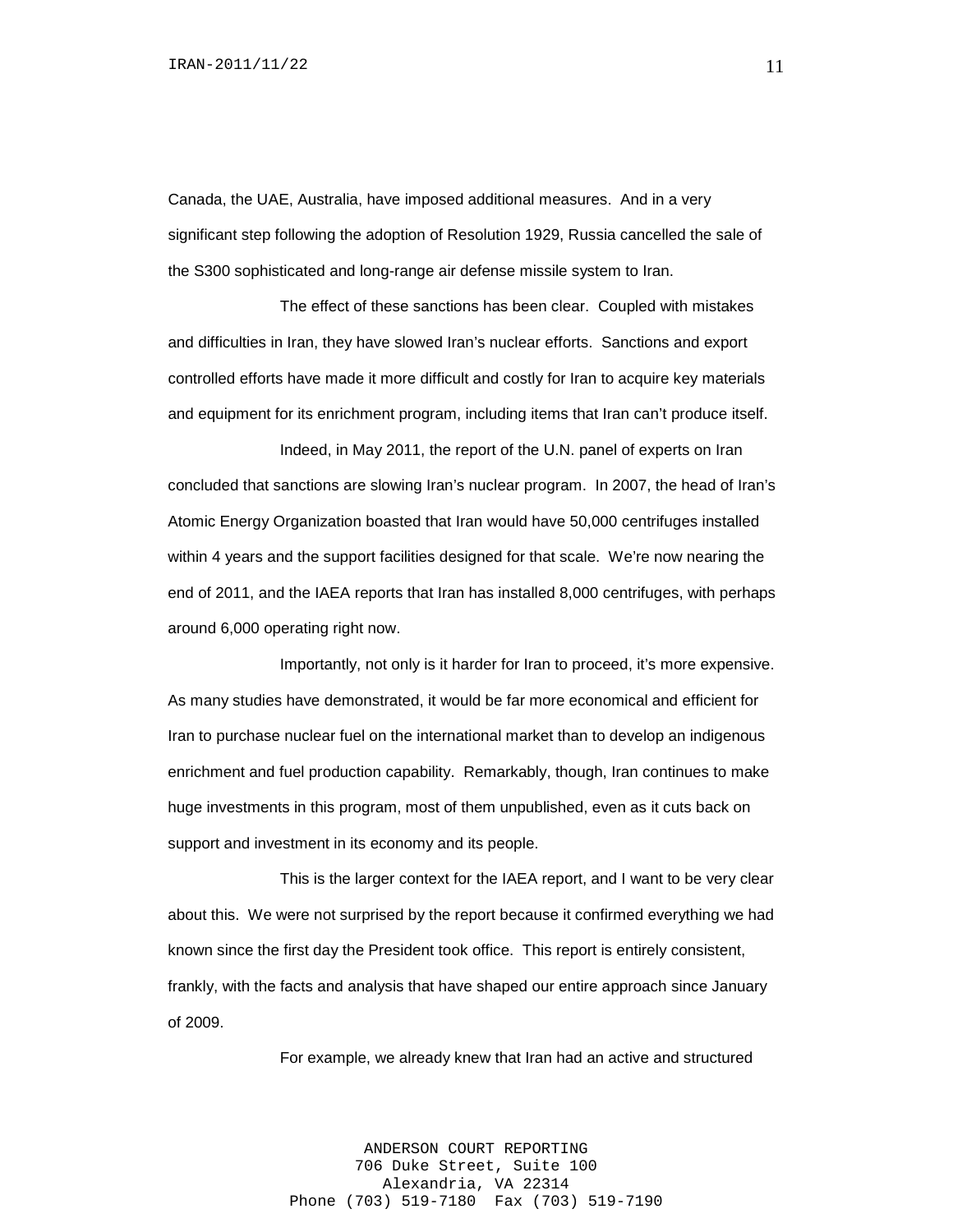Canada, the UAE, Australia, have imposed additional measures. And in a very significant step following the adoption of Resolution 1929, Russia cancelled the sale of the S300 sophisticated and long-range air defense missile system to Iran.

The effect of these sanctions has been clear. Coupled with mistakes and difficulties in Iran, they have slowed Iran's nuclear efforts. Sanctions and export controlled efforts have made it more difficult and costly for Iran to acquire key materials and equipment for its enrichment program, including items that Iran can't produce itself.

Indeed, in May 2011, the report of the U.N. panel of experts on Iran concluded that sanctions are slowing Iran's nuclear program. In 2007, the head of Iran's Atomic Energy Organization boasted that Iran would have 50,000 centrifuges installed within 4 years and the support facilities designed for that scale. We're now nearing the end of 2011, and the IAEA reports that Iran has installed 8,000 centrifuges, with perhaps around 6,000 operating right now.

Importantly, not only is it harder for Iran to proceed, it's more expensive. As many studies have demonstrated, it would be far more economical and efficient for Iran to purchase nuclear fuel on the international market than to develop an indigenous enrichment and fuel production capability. Remarkably, though, Iran continues to make huge investments in this program, most of them unpublished, even as it cuts back on support and investment in its economy and its people.

This is the larger context for the IAEA report, and I want to be very clear about this. We were not surprised by the report because it confirmed everything we had known since the first day the President took office. This report is entirely consistent, frankly, with the facts and analysis that have shaped our entire approach since January of 2009.

For example, we already knew that Iran had an active and structured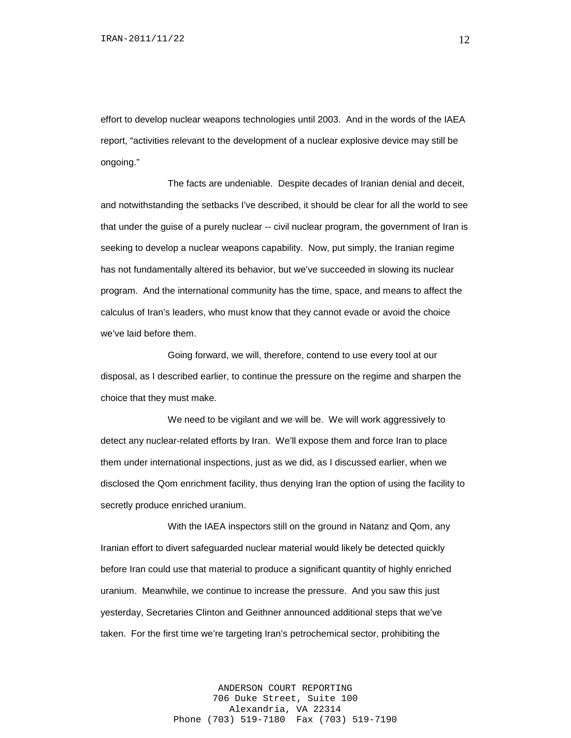effort to develop nuclear weapons technologies until 2003. And in the words of the IAEA report, "activities relevant to the development of a nuclear explosive device may still be ongoing."

The facts are undeniable. Despite decades of Iranian denial and deceit, and notwithstanding the setbacks I've described, it should be clear for all the world to see that under the guise of a purely nuclear -- civil nuclear program, the government of Iran is seeking to develop a nuclear weapons capability. Now, put simply, the Iranian regime has not fundamentally altered its behavior, but we've succeeded in slowing its nuclear program. And the international community has the time, space, and means to affect the calculus of Iran's leaders, who must know that they cannot evade or avoid the choice we've laid before them.

Going forward, we will, therefore, contend to use every tool at our disposal, as I described earlier, to continue the pressure on the regime and sharpen the choice that they must make.

We need to be vigilant and we will be. We will work aggressively to detect any nuclear-related efforts by Iran. We'll expose them and force Iran to place them under international inspections, just as we did, as I discussed earlier, when we disclosed the Qom enrichment facility, thus denying Iran the option of using the facility to secretly produce enriched uranium.

With the IAEA inspectors still on the ground in Natanz and Qom, any Iranian effort to divert safeguarded nuclear material would likely be detected quickly before Iran could use that material to produce a significant quantity of highly enriched uranium. Meanwhile, we continue to increase the pressure. And you saw this just yesterday, Secretaries Clinton and Geithner announced additional steps that we've taken. For the first time we're targeting Iran's petrochemical sector, prohibiting the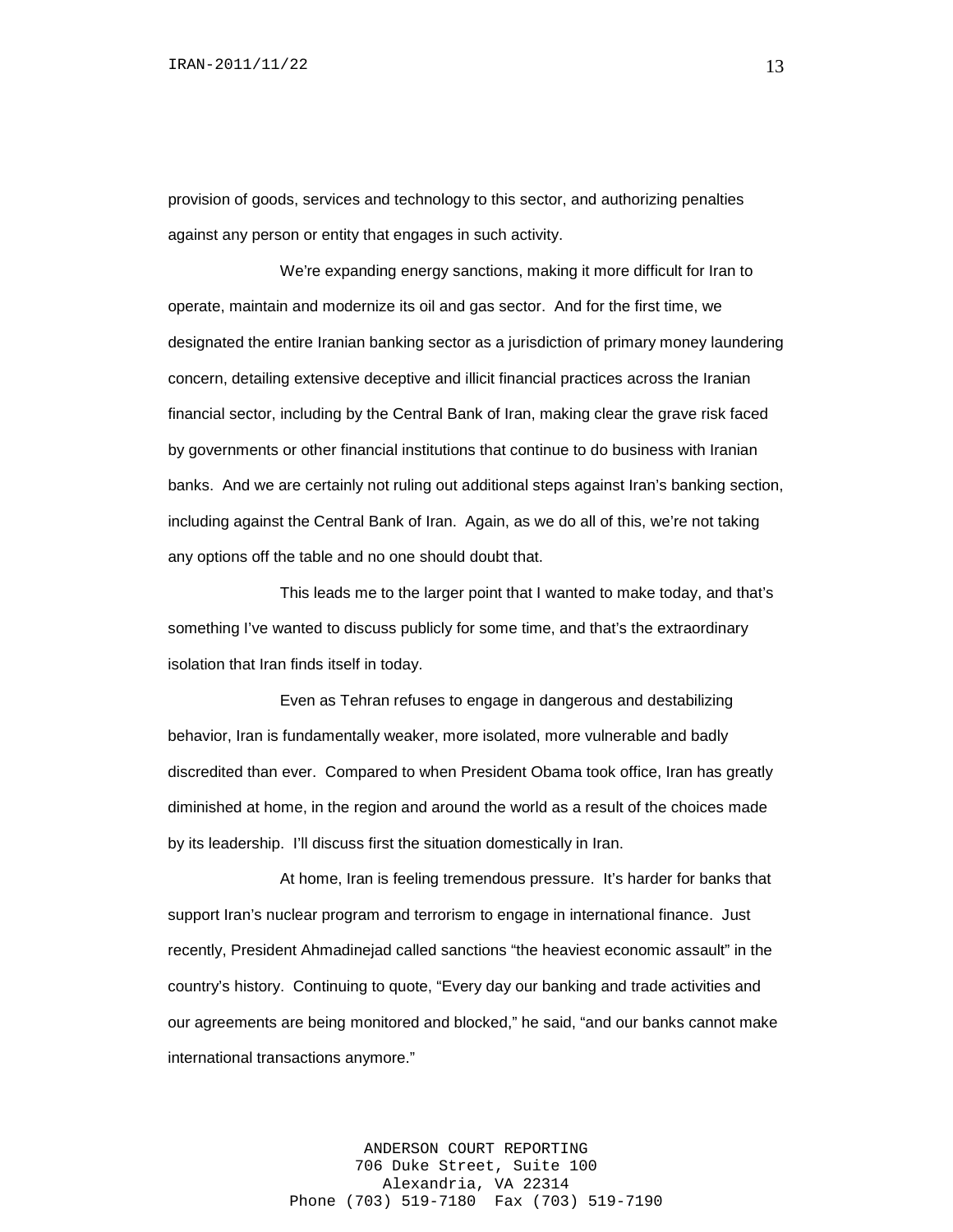provision of goods, services and technology to this sector, and authorizing penalties against any person or entity that engages in such activity.

We're expanding energy sanctions, making it more difficult for Iran to operate, maintain and modernize its oil and gas sector. And for the first time, we designated the entire Iranian banking sector as a jurisdiction of primary money laundering concern, detailing extensive deceptive and illicit financial practices across the Iranian financial sector, including by the Central Bank of Iran, making clear the grave risk faced by governments or other financial institutions that continue to do business with Iranian banks. And we are certainly not ruling out additional steps against Iran's banking section, including against the Central Bank of Iran. Again, as we do all of this, we're not taking any options off the table and no one should doubt that.

This leads me to the larger point that I wanted to make today, and that's something I've wanted to discuss publicly for some time, and that's the extraordinary isolation that Iran finds itself in today.

Even as Tehran refuses to engage in dangerous and destabilizing behavior, Iran is fundamentally weaker, more isolated, more vulnerable and badly discredited than ever. Compared to when President Obama took office, Iran has greatly diminished at home, in the region and around the world as a result of the choices made by its leadership. I'll discuss first the situation domestically in Iran.

At home, Iran is feeling tremendous pressure. It's harder for banks that support Iran's nuclear program and terrorism to engage in international finance. Just recently, President Ahmadinejad called sanctions "the heaviest economic assault" in the country's history. Continuing to quote, "Every day our banking and trade activities and our agreements are being monitored and blocked," he said, "and our banks cannot make international transactions anymore."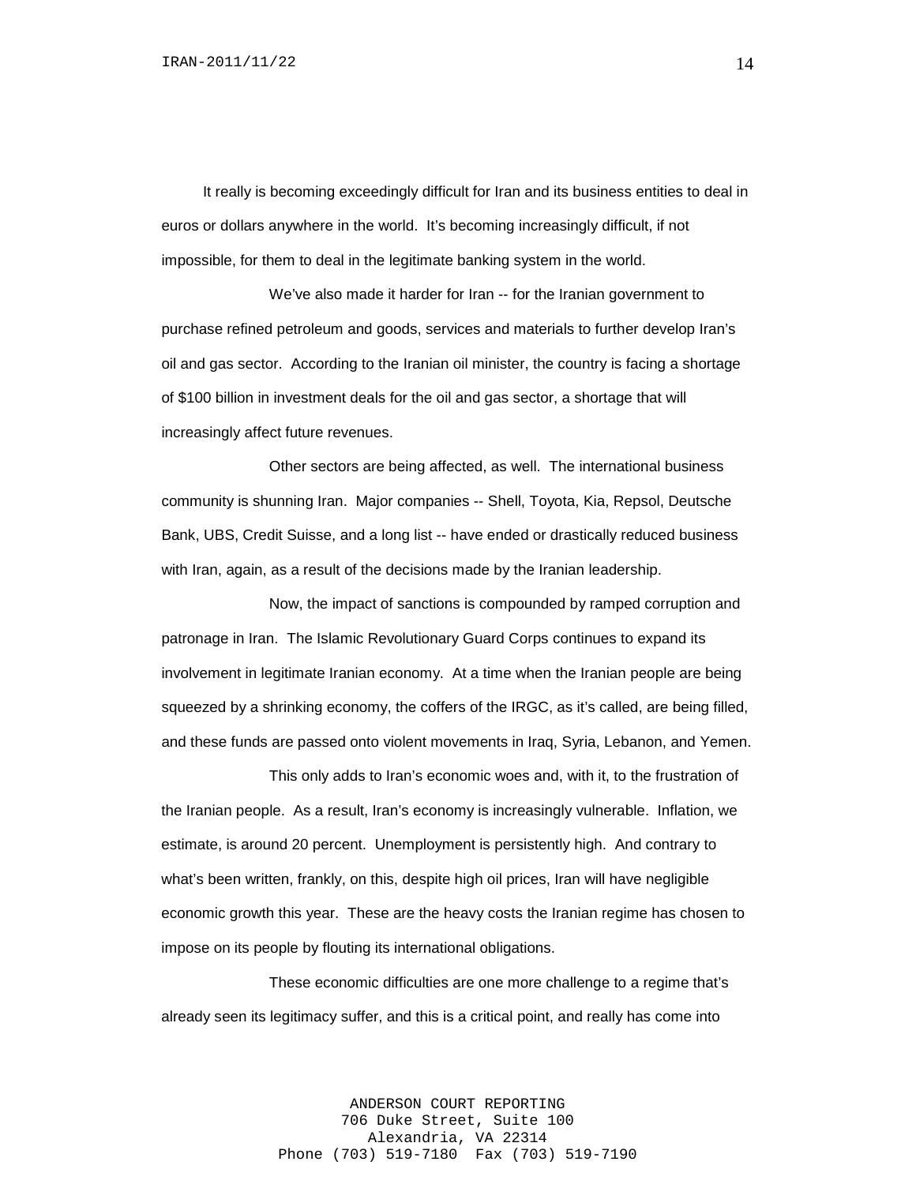It really is becoming exceedingly difficult for Iran and its business entities to deal in euros or dollars anywhere in the world. It's becoming increasingly difficult, if not impossible, for them to deal in the legitimate banking system in the world.

We've also made it harder for Iran -- for the Iranian government to purchase refined petroleum and goods, services and materials to further develop Iran's oil and gas sector. According to the Iranian oil minister, the country is facing a shortage of $100 billion in investment deals for the oil and gas sector, a shortage that will increasingly affect future revenues.

Other sectors are being affected, as well. The international business community is shunning Iran. Major companies -- Shell, Toyota, Kia, Repsol, Deutsche Bank, UBS, Credit Suisse, and a long list -- have ended or drastically reduced business with Iran, again, as a result of the decisions made by the Iranian leadership.

Now, the impact of sanctions is compounded by ramped corruption and patronage in Iran. The Islamic Revolutionary Guard Corps continues to expand its involvement in legitimate Iranian economy. At a time when the Iranian people are being squeezed by a shrinking economy, the coffers of the IRGC, as it's called, are being filled, and these funds are passed onto violent movements in Iraq, Syria, Lebanon, and Yemen.

This only adds to Iran's economic woes and, with it, to the frustration of the Iranian people. As a result, Iran's economy is increasingly vulnerable. Inflation, we estimate, is around 20 percent. Unemployment is persistently high. And contrary to what's been written, frankly, on this, despite high oil prices, Iran will have negligible economic growth this year. These are the heavy costs the Iranian regime has chosen to impose on its people by flouting its international obligations.

These economic difficulties are one more challenge to a regime that's already seen its legitimacy suffer, and this is a critical point, and really has come into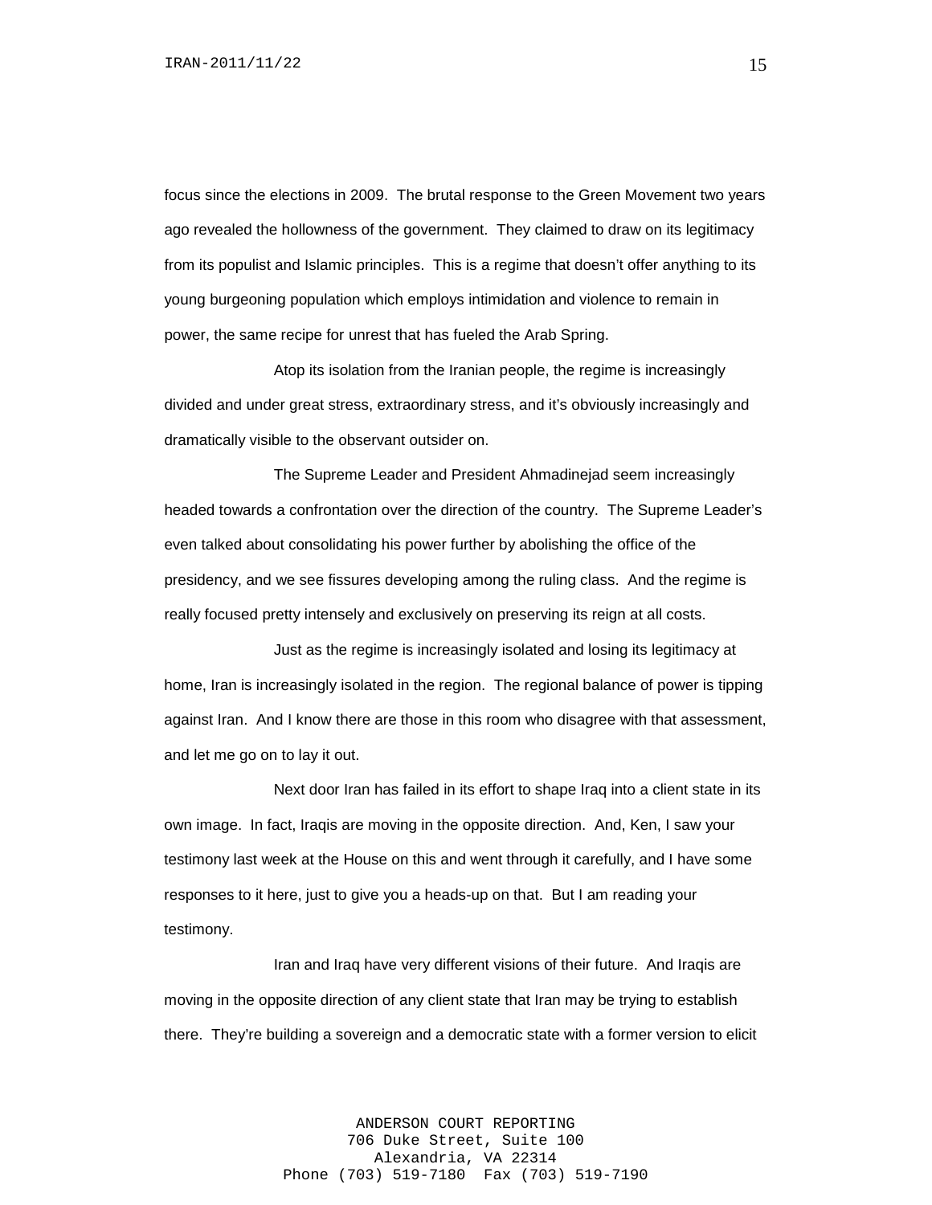focus since the elections in 2009. The brutal response to the Green Movement two years ago revealed the hollowness of the government. They claimed to draw on its legitimacy from its populist and Islamic principles. This is a regime that doesn't offer anything to its young burgeoning population which employs intimidation and violence to remain in power, the same recipe for unrest that has fueled the Arab Spring.

Atop its isolation from the Iranian people, the regime is increasingly divided and under great stress, extraordinary stress, and it's obviously increasingly and dramatically visible to the observant outsider on.

The Supreme Leader and President Ahmadinejad seem increasingly headed towards a confrontation over the direction of the country. The Supreme Leader's even talked about consolidating his power further by abolishing the office of the presidency, and we see fissures developing among the ruling class. And the regime is really focused pretty intensely and exclusively on preserving its reign at all costs.

Just as the regime is increasingly isolated and losing its legitimacy at home, Iran is increasingly isolated in the region. The regional balance of power is tipping against Iran. And I know there are those in this room who disagree with that assessment, and let me go on to lay it out.

Next door Iran has failed in its effort to shape Iraq into a client state in its own image. In fact, Iraqis are moving in the opposite direction. And, Ken, I saw your testimony last week at the House on this and went through it carefully, and I have some responses to it here, just to give you a heads-up on that. But I am reading your testimony.

Iran and Iraq have very different visions of their future. And Iraqis are moving in the opposite direction of any client state that Iran may be trying to establish there. They're building a sovereign and a democratic state with a former version to elicit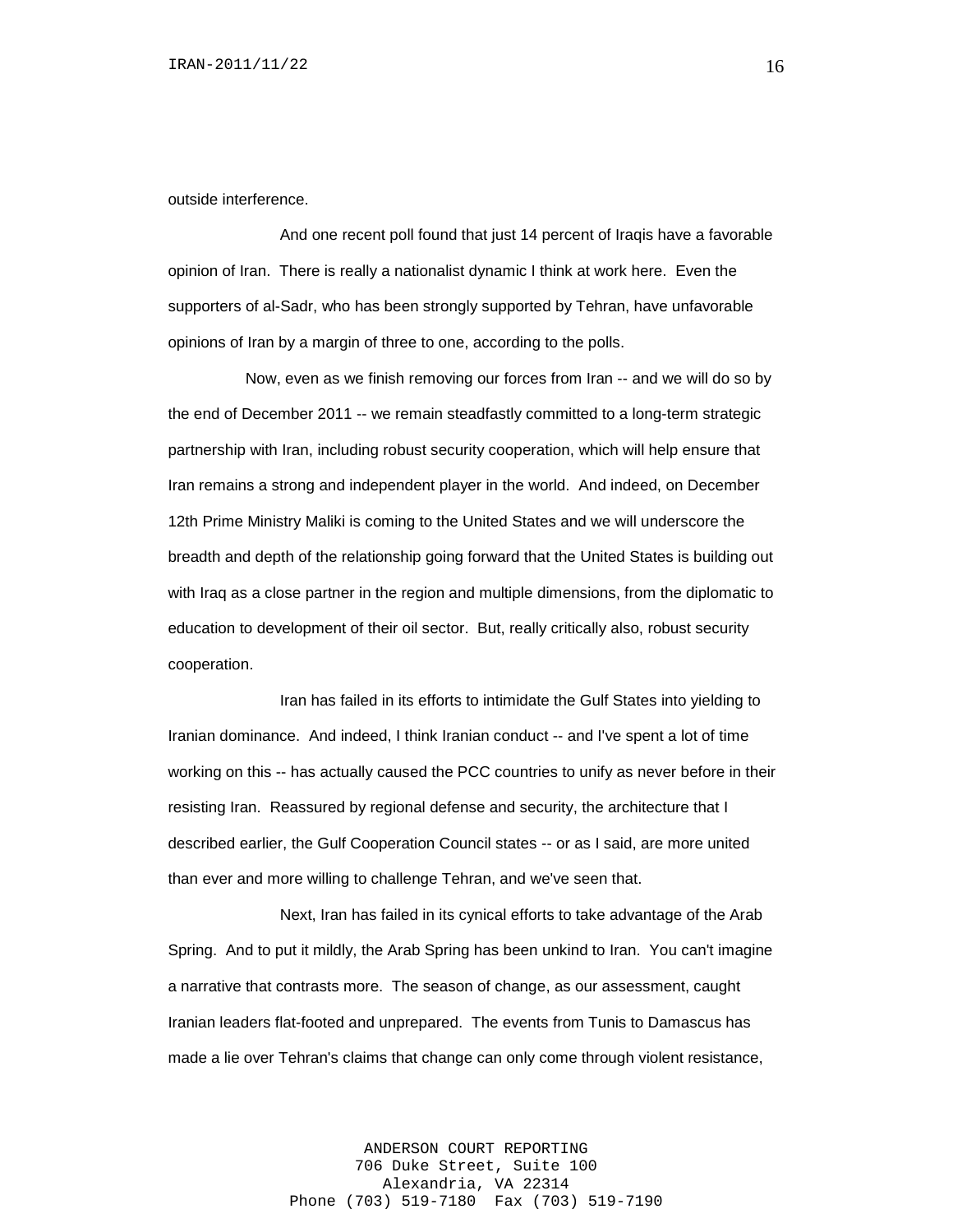outside interference.

And one recent poll found that just 14 percent of Iraqis have a favorable opinion of Iran. There is really a nationalist dynamic I think at work here. Even the supporters of al-Sadr, who has been strongly supported by Tehran, have unfavorable opinions of Iran by a margin of three to one, according to the polls.

Now, even as we finish removing our forces from Iran -- and we will do so by the end of December 2011 -- we remain steadfastly committed to a long-term strategic partnership with Iran, including robust security cooperation, which will help ensure that Iran remains a strong and independent player in the world. And indeed, on December 12th Prime Ministry Maliki is coming to the United States and we will underscore the breadth and depth of the relationship going forward that the United States is building out with Iraq as a close partner in the region and multiple dimensions, from the diplomatic to education to development of their oil sector. But, really critically also, robust security cooperation.

Iran has failed in its efforts to intimidate the Gulf States into yielding to Iranian dominance. And indeed, I think Iranian conduct -- and I've spent a lot of time working on this -- has actually caused the PCC countries to unify as never before in their resisting Iran. Reassured by regional defense and security, the architecture that I described earlier, the Gulf Cooperation Council states -- or as I said, are more united than ever and more willing to challenge Tehran, and we've seen that.

Next, Iran has failed in its cynical efforts to take advantage of the Arab Spring. And to put it mildly, the Arab Spring has been unkind to Iran. You can't imagine a narrative that contrasts more. The season of change, as our assessment, caught Iranian leaders flat-footed and unprepared. The events from Tunis to Damascus has made a lie over Tehran's claims that change can only come through violent resistance,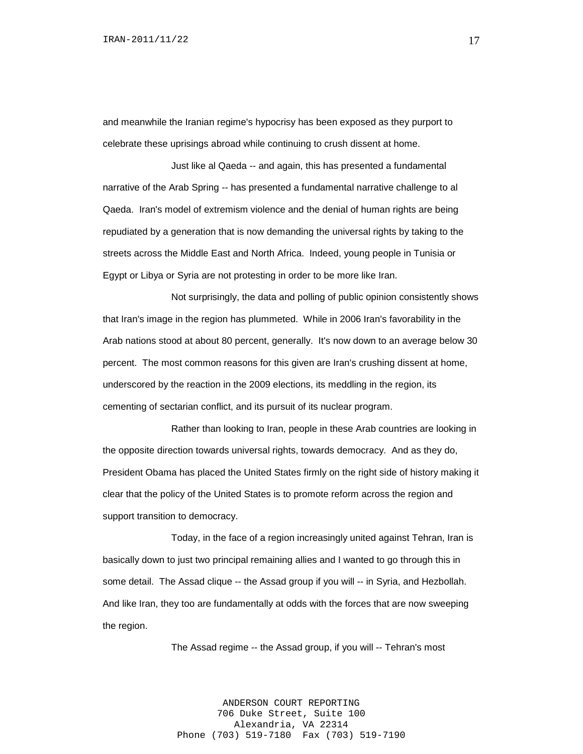and meanwhile the Iranian regime's hypocrisy has been exposed as they purport to celebrate these uprisings abroad while continuing to crush dissent at home.

Just like al Qaeda -- and again, this has presented a fundamental narrative of the Arab Spring -- has presented a fundamental narrative challenge to al Qaeda. Iran's model of extremism violence and the denial of human rights are being repudiated by a generation that is now demanding the universal rights by taking to the streets across the Middle East and North Africa. Indeed, young people in Tunisia or Egypt or Libya or Syria are not protesting in order to be more like Iran.

Not surprisingly, the data and polling of public opinion consistently shows that Iran's image in the region has plummeted. While in 2006 Iran's favorability in the Arab nations stood at about 80 percent, generally. It's now down to an average below 30 percent. The most common reasons for this given are Iran's crushing dissent at home, underscored by the reaction in the 2009 elections, its meddling in the region, its cementing of sectarian conflict, and its pursuit of its nuclear program.

Rather than looking to Iran, people in these Arab countries are looking in the opposite direction towards universal rights, towards democracy. And as they do, President Obama has placed the United States firmly on the right side of history making it clear that the policy of the United States is to promote reform across the region and support transition to democracy.

Today, in the face of a region increasingly united against Tehran, Iran is basically down to just two principal remaining allies and I wanted to go through this in some detail. The Assad clique -- the Assad group if you will -- in Syria, and Hezbollah. And like Iran, they too are fundamentally at odds with the forces that are now sweeping the region.

The Assad regime -- the Assad group, if you will -- Tehran's most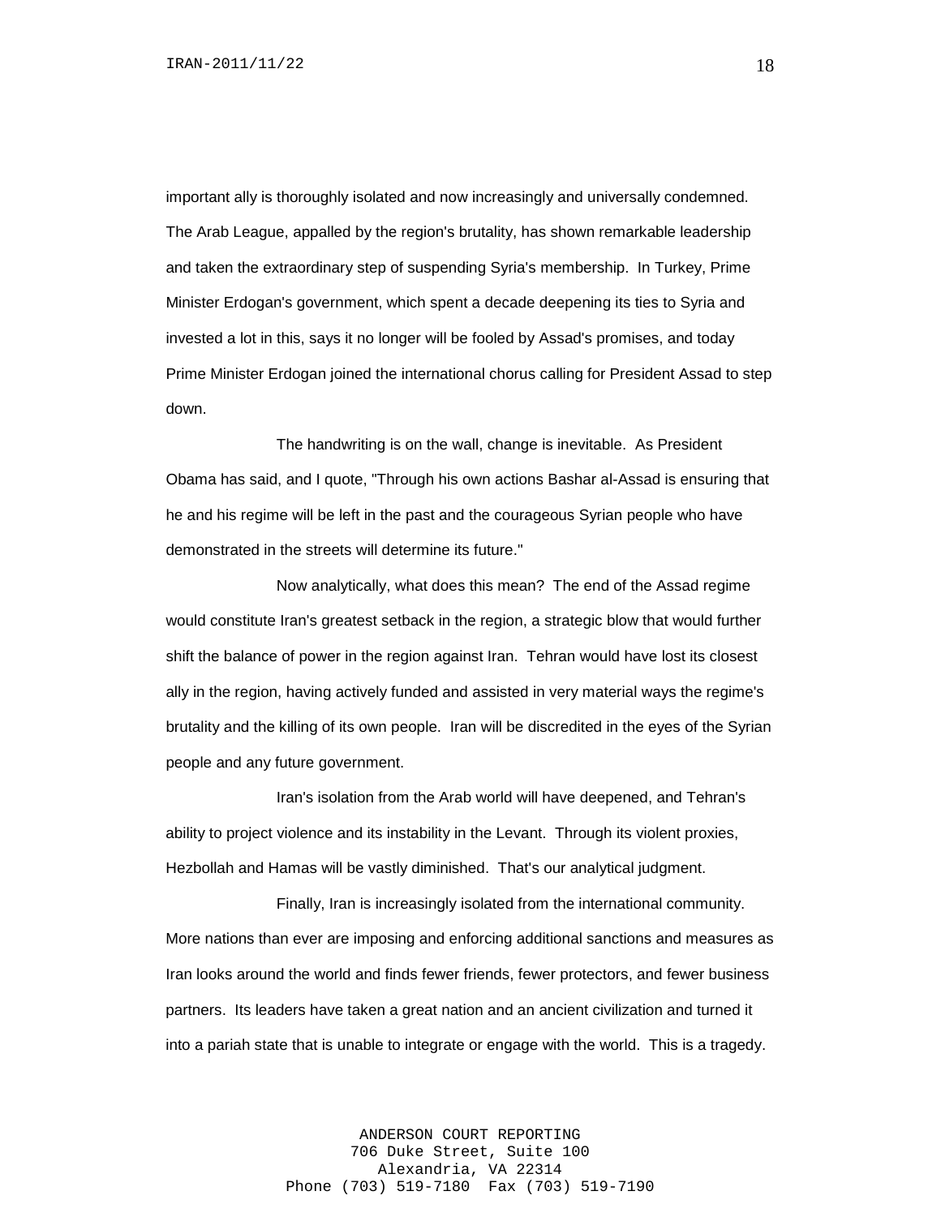important ally is thoroughly isolated and now increasingly and universally condemned. The Arab League, appalled by the region's brutality, has shown remarkable leadership and taken the extraordinary step of suspending Syria's membership. In Turkey, Prime Minister Erdogan's government, which spent a decade deepening its ties to Syria and invested a lot in this, says it no longer will be fooled by Assad's promises, and today Prime Minister Erdogan joined the international chorus calling for President Assad to step down.

The handwriting is on the wall, change is inevitable. As President Obama has said, and I quote, "Through his own actions Bashar al-Assad is ensuring that he and his regime will be left in the past and the courageous Syrian people who have demonstrated in the streets will determine its future."

Now analytically, what does this mean? The end of the Assad regime would constitute Iran's greatest setback in the region, a strategic blow that would further shift the balance of power in the region against Iran. Tehran would have lost its closest ally in the region, having actively funded and assisted in very material ways the regime's brutality and the killing of its own people. Iran will be discredited in the eyes of the Syrian people and any future government.

Iran's isolation from the Arab world will have deepened, and Tehran's ability to project violence and its instability in the Levant. Through its violent proxies, Hezbollah and Hamas will be vastly diminished. That's our analytical judgment.

Finally, Iran is increasingly isolated from the international community. More nations than ever are imposing and enforcing additional sanctions and measures as Iran looks around the world and finds fewer friends, fewer protectors, and fewer business partners. Its leaders have taken a great nation and an ancient civilization and turned it into a pariah state that is unable to integrate or engage with the world. This is a tragedy.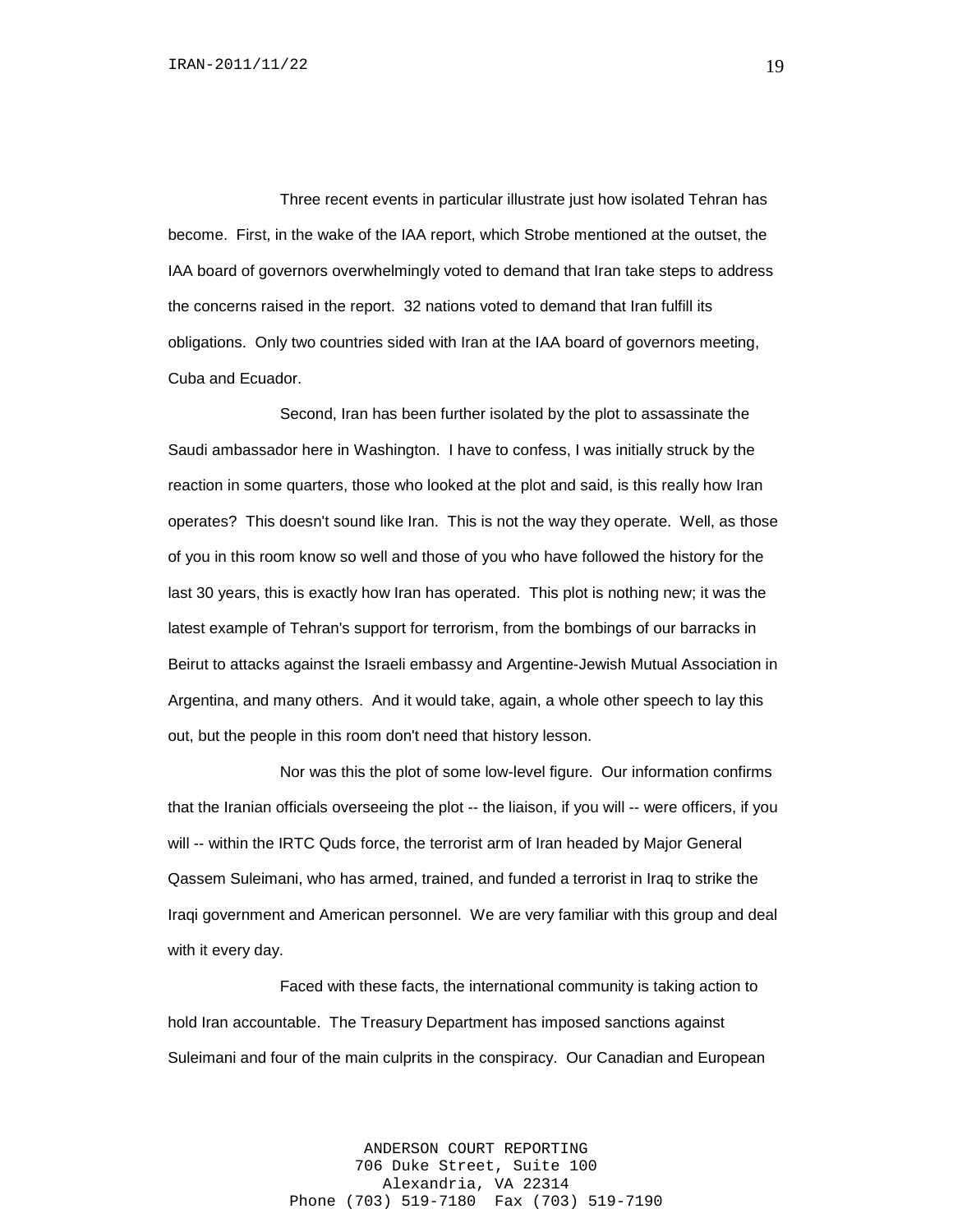Three recent events in particular illustrate just how isolated Tehran has become. First, in the wake of the IAA report, which Strobe mentioned at the outset, the IAA board of governors overwhelmingly voted to demand that Iran take steps to address the concerns raised in the report. 32 nations voted to demand that Iran fulfill its obligations. Only two countries sided with Iran at the IAA board of governors meeting, Cuba and Ecuador.

Second, Iran has been further isolated by the plot to assassinate the Saudi ambassador here in Washington. I have to confess, I was initially struck by the reaction in some quarters, those who looked at the plot and said, is this really how Iran operates? This doesn't sound like Iran. This is not the way they operate. Well, as those of you in this room know so well and those of you who have followed the history for the last 30 years, this is exactly how Iran has operated. This plot is nothing new; it was the latest example of Tehran's support for terrorism, from the bombings of our barracks in Beirut to attacks against the Israeli embassy and Argentine-Jewish Mutual Association in Argentina, and many others. And it would take, again, a whole other speech to lay this out, but the people in this room don't need that history lesson.

Nor was this the plot of some low-level figure. Our information confirms that the Iranian officials overseeing the plot -- the liaison, if you will -- were officers, if you will -- within the IRTC Quds force, the terrorist arm of Iran headed by Major General Qassem Suleimani, who has armed, trained, and funded a terrorist in Iraq to strike the Iraqi government and American personnel. We are very familiar with this group and deal with it every day.

Faced with these facts, the international community is taking action to hold Iran accountable. The Treasury Department has imposed sanctions against Suleimani and four of the main culprits in the conspiracy. Our Canadian and European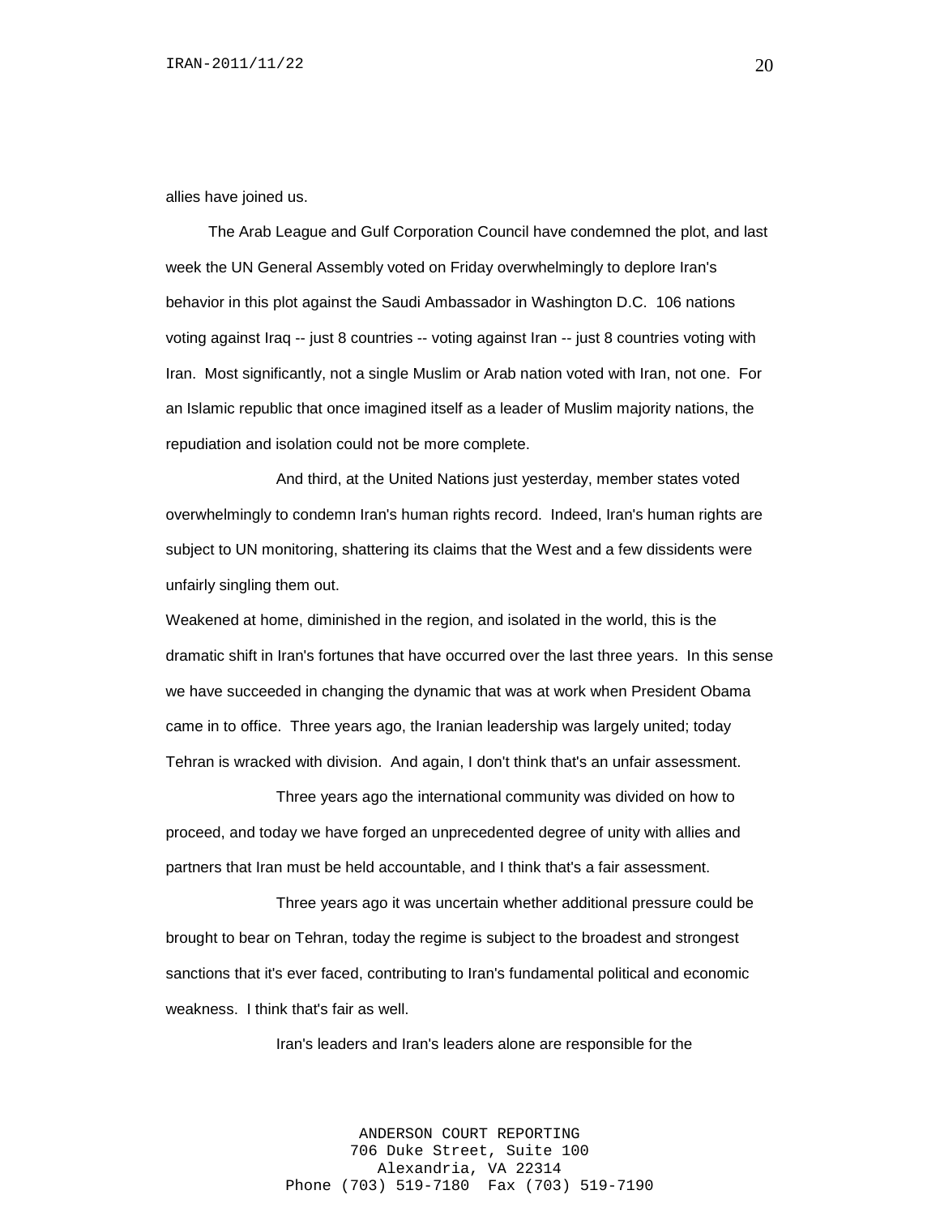allies have joined us.

The Arab League and Gulf Corporation Council have condemned the plot, and last week the UN General Assembly voted on Friday overwhelmingly to deplore Iran's behavior in this plot against the Saudi Ambassador in Washington D.C. 106 nations voting against Iraq -- just 8 countries -- voting against Iran -- just 8 countries voting with Iran. Most significantly, not a single Muslim or Arab nation voted with Iran, not one. For an Islamic republic that once imagined itself as a leader of Muslim majority nations, the repudiation and isolation could not be more complete.

And third, at the United Nations just yesterday, member states voted overwhelmingly to condemn Iran's human rights record. Indeed, Iran's human rights are subject to UN monitoring, shattering its claims that the West and a few dissidents were unfairly singling them out.

Weakened at home, diminished in the region, and isolated in the world, this is the dramatic shift in Iran's fortunes that have occurred over the last three years. In this sense we have succeeded in changing the dynamic that was at work when President Obama came in to office. Three years ago, the Iranian leadership was largely united; today Tehran is wracked with division. And again, I don't think that's an unfair assessment.

Three years ago the international community was divided on how to proceed, and today we have forged an unprecedented degree of unity with allies and partners that Iran must be held accountable, and I think that's a fair assessment.

Three years ago it was uncertain whether additional pressure could be brought to bear on Tehran, today the regime is subject to the broadest and strongest sanctions that it's ever faced, contributing to Iran's fundamental political and economic weakness. I think that's fair as well.

Iran's leaders and Iran's leaders alone are responsible for the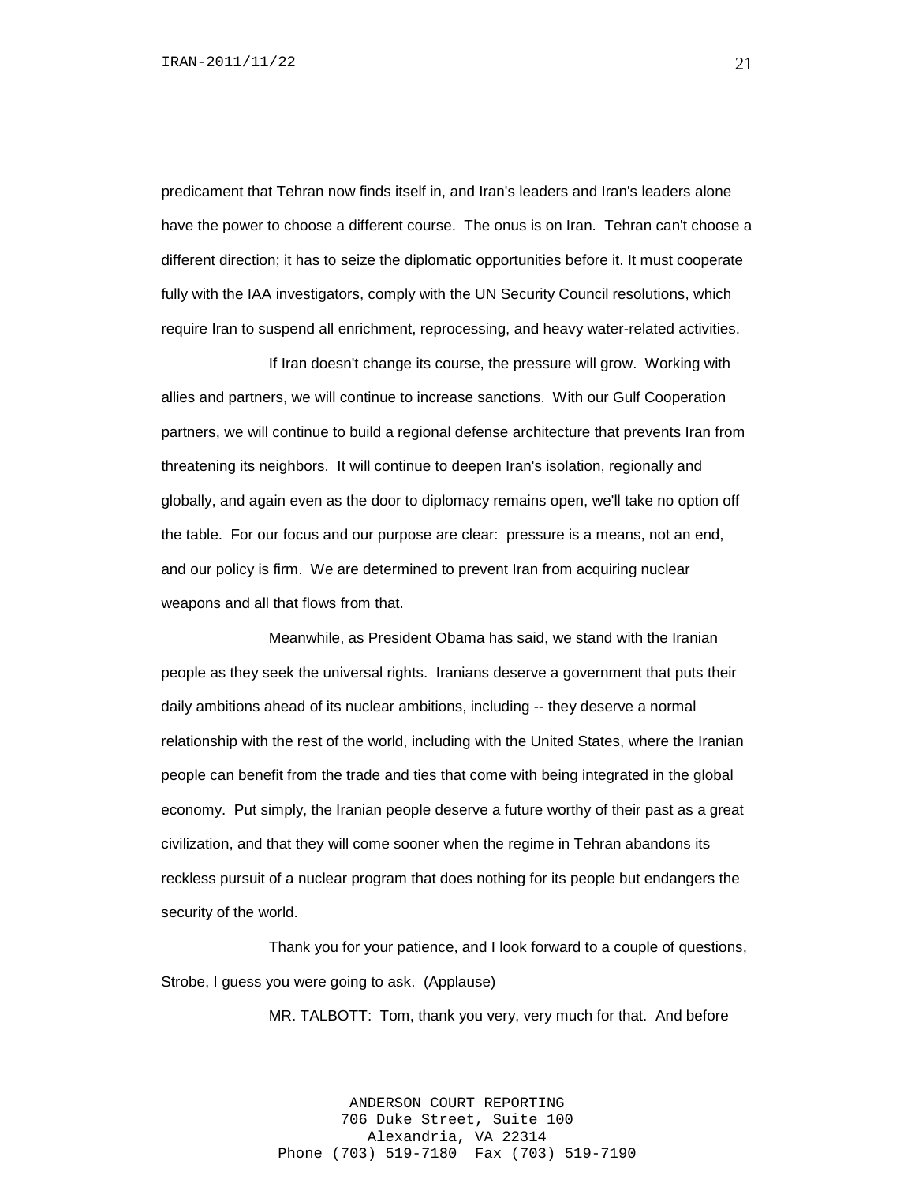predicament that Tehran now finds itself in, and Iran's leaders and Iran's leaders alone have the power to choose a different course. The onus is on Iran. Tehran can't choose a different direction; it has to seize the diplomatic opportunities before it. It must cooperate fully with the IAA investigators, comply with the UN Security Council resolutions, which require Iran to suspend all enrichment, reprocessing, and heavy water-related activities.

If Iran doesn't change its course, the pressure will grow. Working with allies and partners, we will continue to increase sanctions. With our Gulf Cooperation partners, we will continue to build a regional defense architecture that prevents Iran from threatening its neighbors. It will continue to deepen Iran's isolation, regionally and globally, and again even as the door to diplomacy remains open, we'll take no option off the table. For our focus and our purpose are clear: pressure is a means, not an end, and our policy is firm. We are determined to prevent Iran from acquiring nuclear weapons and all that flows from that.

Meanwhile, as President Obama has said, we stand with the Iranian people as they seek the universal rights. Iranians deserve a government that puts their daily ambitions ahead of its nuclear ambitions, including -- they deserve a normal relationship with the rest of the world, including with the United States, where the Iranian people can benefit from the trade and ties that come with being integrated in the global economy. Put simply, the Iranian people deserve a future worthy of their past as a great civilization, and that they will come sooner when the regime in Tehran abandons its reckless pursuit of a nuclear program that does nothing for its people but endangers the security of the world.

Thank you for your patience, and I look forward to a couple of questions, Strobe, I guess you were going to ask. (Applause)

MR. TALBOTT: Tom, thank you very, very much for that. And before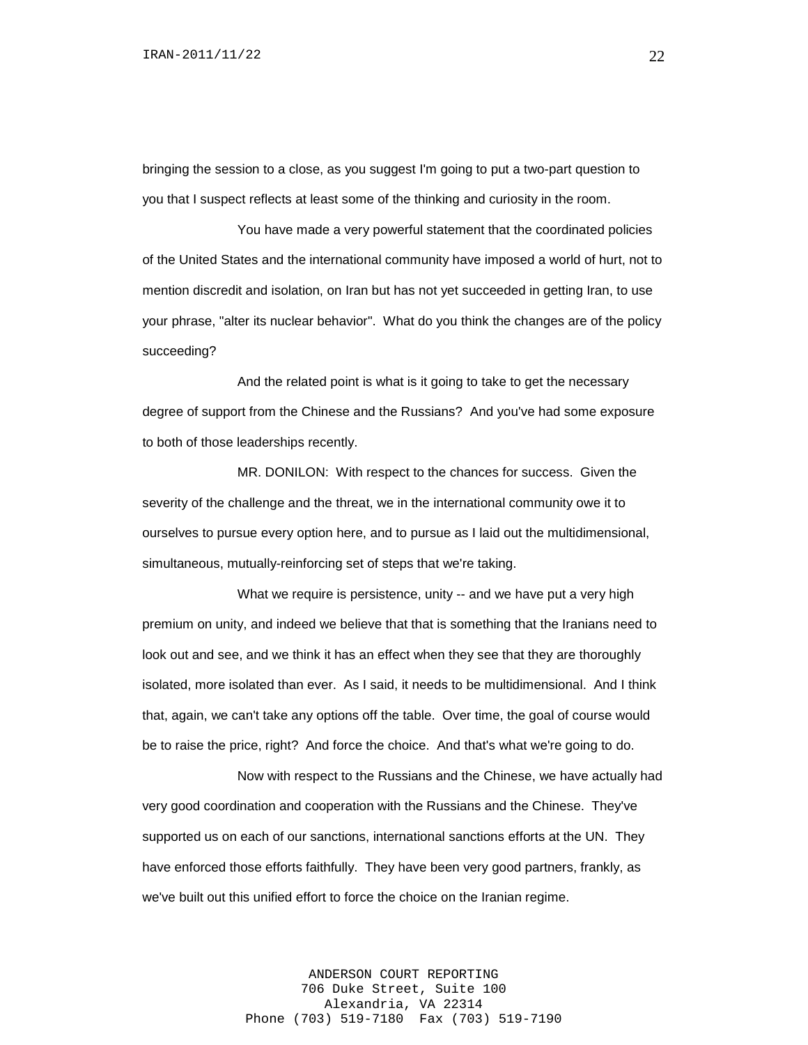bringing the session to a close, as you suggest I'm going to put a two-part question to you that I suspect reflects at least some of the thinking and curiosity in the room.

You have made a very powerful statement that the coordinated policies of the United States and the international community have imposed a world of hurt, not to mention discredit and isolation, on Iran but has not yet succeeded in getting Iran, to use your phrase, "alter its nuclear behavior". What do you think the changes are of the policy succeeding?

And the related point is what is it going to take to get the necessary degree of support from the Chinese and the Russians? And you've had some exposure to both of those leaderships recently.

MR. DONILON: With respect to the chances for success. Given the severity of the challenge and the threat, we in the international community owe it to ourselves to pursue every option here, and to pursue as I laid out the multidimensional, simultaneous, mutually-reinforcing set of steps that we're taking.

What we require is persistence, unity -- and we have put a very high premium on unity, and indeed we believe that that is something that the Iranians need to look out and see, and we think it has an effect when they see that they are thoroughly isolated, more isolated than ever. As I said, it needs to be multidimensional. And I think that, again, we can't take any options off the table. Over time, the goal of course would be to raise the price, right? And force the choice. And that's what we're going to do.

Now with respect to the Russians and the Chinese, we have actually had very good coordination and cooperation with the Russians and the Chinese. They've supported us on each of our sanctions, international sanctions efforts at the UN. They have enforced those efforts faithfully. They have been very good partners, frankly, as we've built out this unified effort to force the choice on the Iranian regime.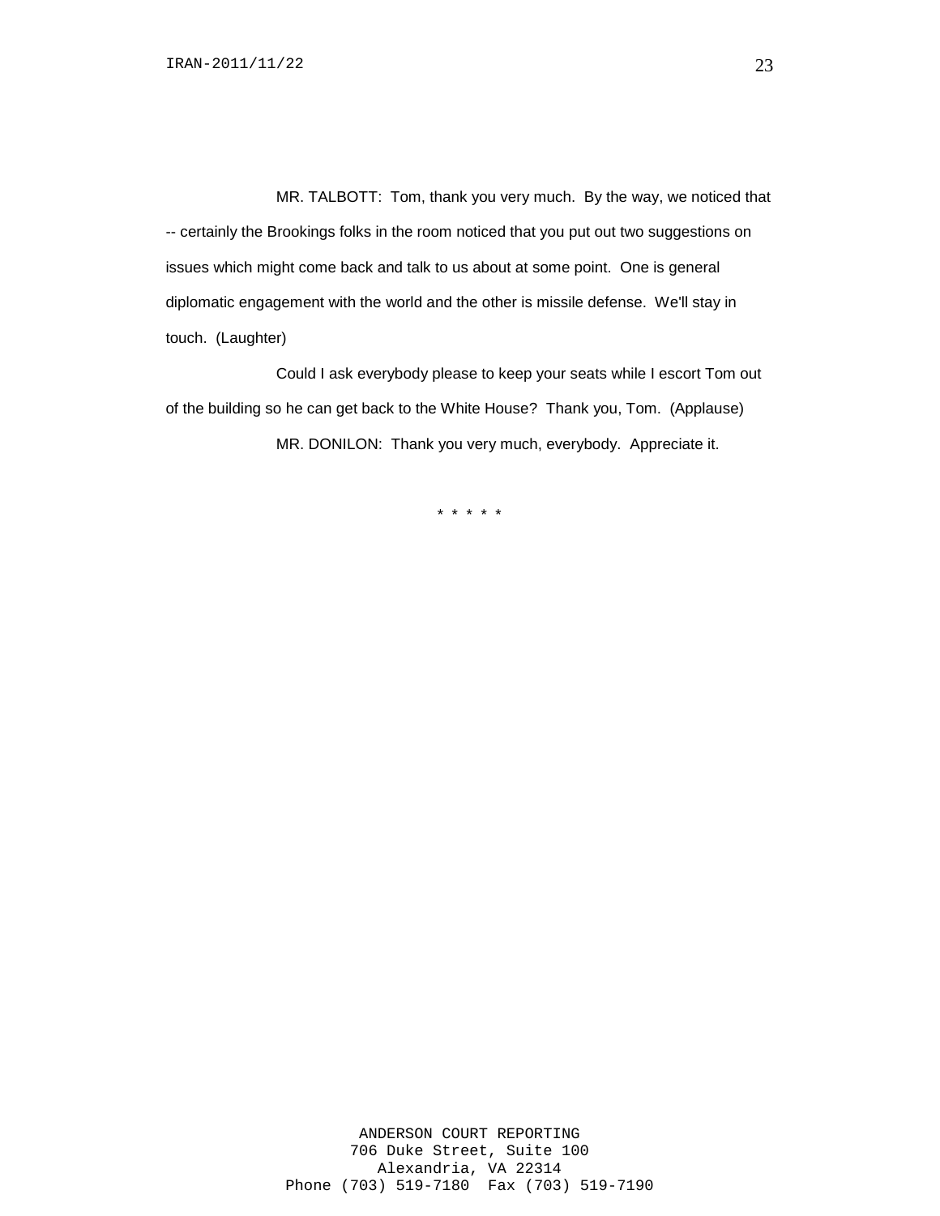MR. TALBOTT: Tom, thank you very much. By the way, we noticed that -- certainly the Brookings folks in the room noticed that you put out two suggestions on issues which might come back and talk to us about at some point. One is general diplomatic engagement with the world and the other is missile defense. We'll stay in touch. (Laughter)

Could I ask everybody please to keep your seats while I escort Tom out of the building so he can get back to the White House? Thank you, Tom. (Applause)

MR. DONILON: Thank you very much, everybody. Appreciate it.

\* \* \* \* \*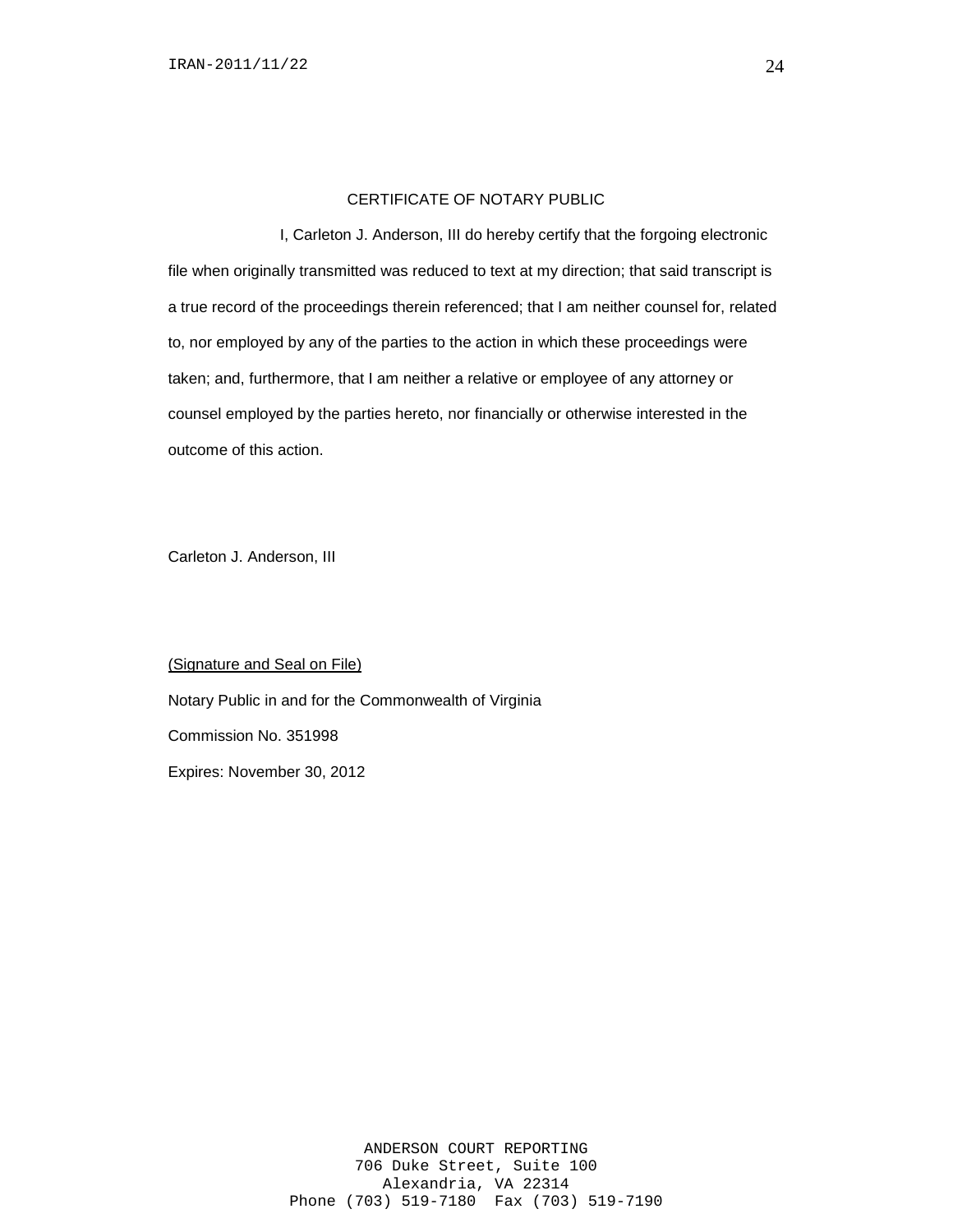CERTIFICATE OF NOTARY PUBLIC

I, Carleton J. Anderson, III do hereby certify that the forgoing electronic file when originally transmitted was reduced to text at my direction; that said transcript is a true record of the proceedings therein referenced; that I am neither counsel for, related to, nor employed by any of the parties to the action in which these proceedings were taken; and, furthermore, that I am neither a relative or employee of any attorney or counsel employed by the parties hereto, nor financially or otherwise interested in the outcome of this action.

Carleton J. Anderson, III

(Signature and Seal on File)

Notary Public in and for the Commonwealth of Virginia

Commission No. 351998

Expires: November 30, 2012